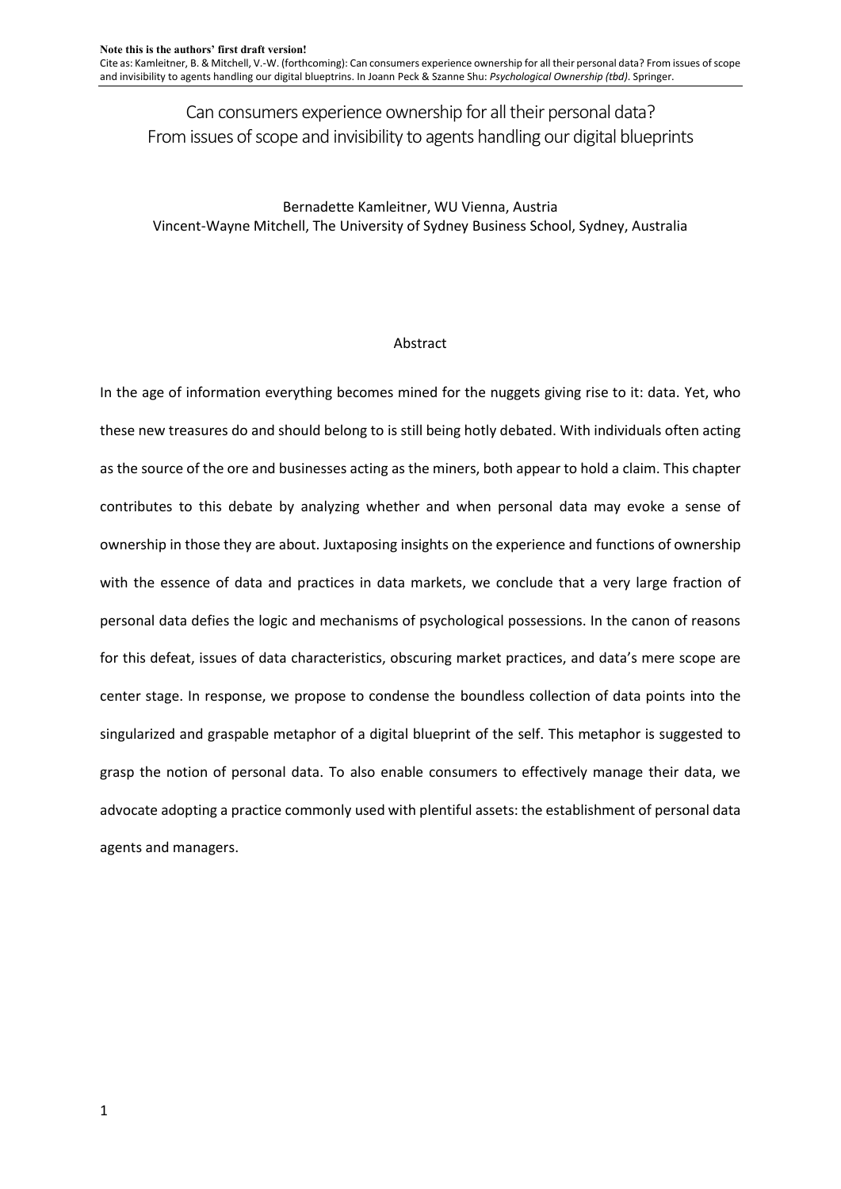**Note this is the authors' first draft version!**

Cite as: Kamleitner, B. & Mitchell, V.-W. (forthcoming): Can consumers experience ownership for all their personal data? From issues of scope and invisibility to agents handling our digital blueprtins. In Joann Peck & Szanne Shu: *Psychological Ownership (tbd)*. Springer.

# Can consumers experience ownership for all their personal data? From issues of scope and invisibility to agents handling our digital blueprints

Bernadette Kamleitner, WU Vienna, Austria

Vincent-Wayne Mitchell, The University of Sydney Business School, Sydney, Australia

## Abstract

In the age of information everything becomes mined for the nuggets giving rise to it: data. Yet, who these new treasures do and should belong to is still being hotly debated. With individuals often acting as the source of the ore and businesses acting as the miners, both appear to hold a claim. This chapter contributes to this debate by analyzing whether and when personal data may evoke a sense of ownership in those they are about. Juxtaposing insights on the experience and functions of ownership with the essence of data and practices in data markets, we conclude that a very large fraction of personal data defies the logic and mechanisms of psychological possessions. In the canon of reasons for this defeat, issues of data characteristics, obscuring market practices, and data's mere scope are center stage. In response, we propose to condense the boundless collection of data points into the singularized and graspable metaphor of a digital blueprint of the self. This metaphor is suggested to grasp the notion of personal data. To also enable consumers to effectively manage their data, we advocate adopting a practice commonly used with plentiful assets: the establishment of personal data agents and managers.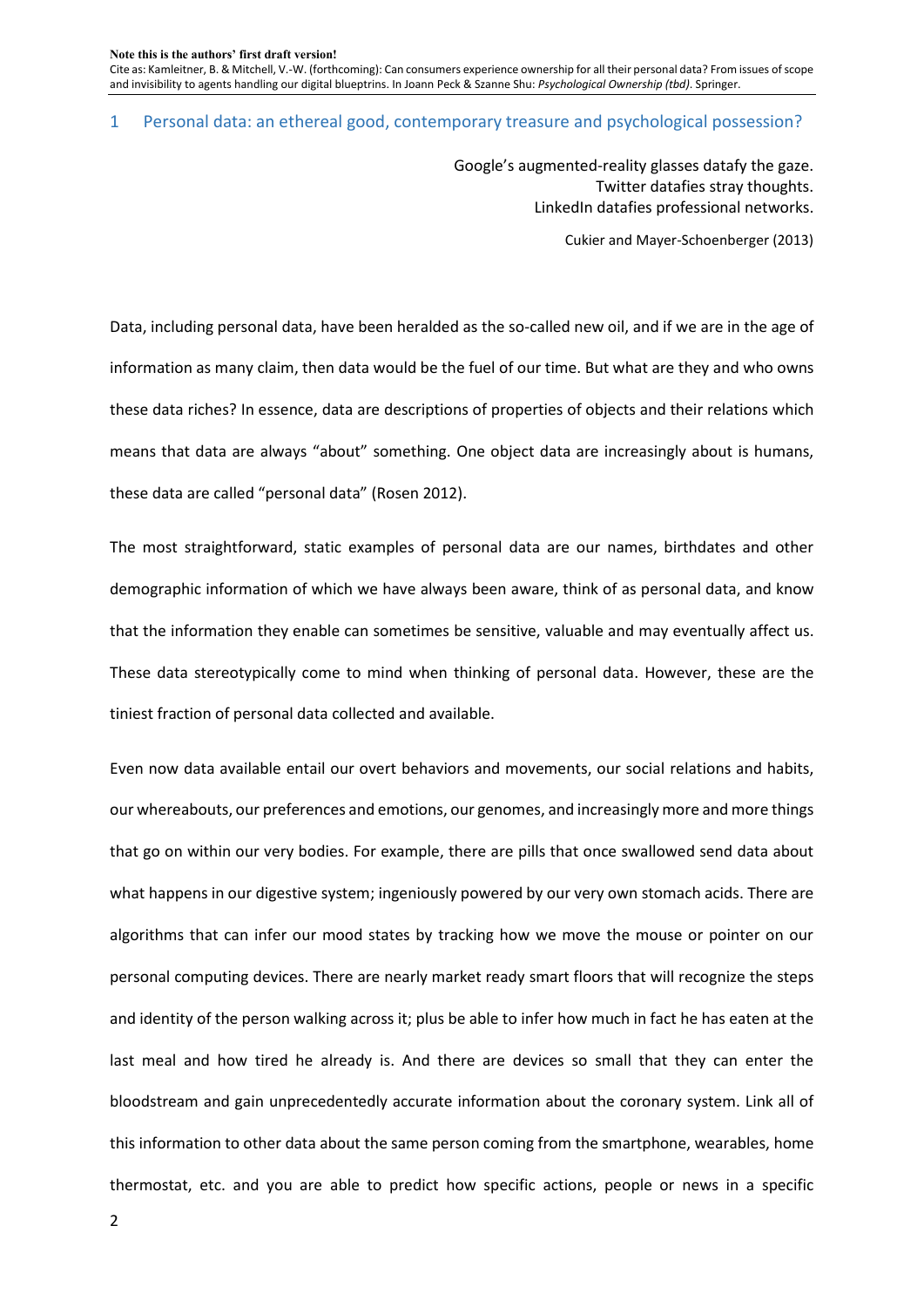# 1 Personal data: an ethereal good, contemporary treasure and psychological possession?

Google's augmented-reality glasses datafy the gaze.
Twitter datafies stray thoughts.
LinkedIn datafies professional networks.

Cukier and Mayer-Schoenberger (2013)

Data, including personal data, have been heralded as the so-called new oil, and if we are in the age of information as many claim, then data would be the fuel of our time. But what are they and who owns these data riches? In essence, data are descriptions of properties of objects and their relations which means that data are always "about" something. One object data are increasingly about is humans, these data are called "personal data" (Rosen 2012).

The most straightforward, static examples of personal data are our names, birthdates and other demographic information of which we have always been aware, think of as personal data, and know that the information they enable can sometimes be sensitive, valuable and may eventually affect us. These data stereotypically come to mind when thinking of personal data. However, these are the tiniest fraction of personal data collected and available.

Even now data available entail our overt behaviors and movements, our social relations and habits, our whereabouts, our preferences and emotions, our genomes, and increasingly more and more things that go on within our very bodies. For example, there are pills that once swallowed send data about what happens in our digestive system; ingeniously powered by our very own stomach acids. There are algorithms that can infer our mood states by tracking how we move the mouse or pointer on our personal computing devices. There are nearly market ready smart floors that will recognize the steps and identity of the person walking across it; plus be able to infer how much in fact he has eaten at the last meal and how tired he already is. And there are devices so small that they can enter the bloodstream and gain unprecedentedly accurate information about the coronary system. Link all of this information to other data about the same person coming from the smartphone, wearables, home thermostat, etc. and you are able to predict how specific actions, people or news in a specific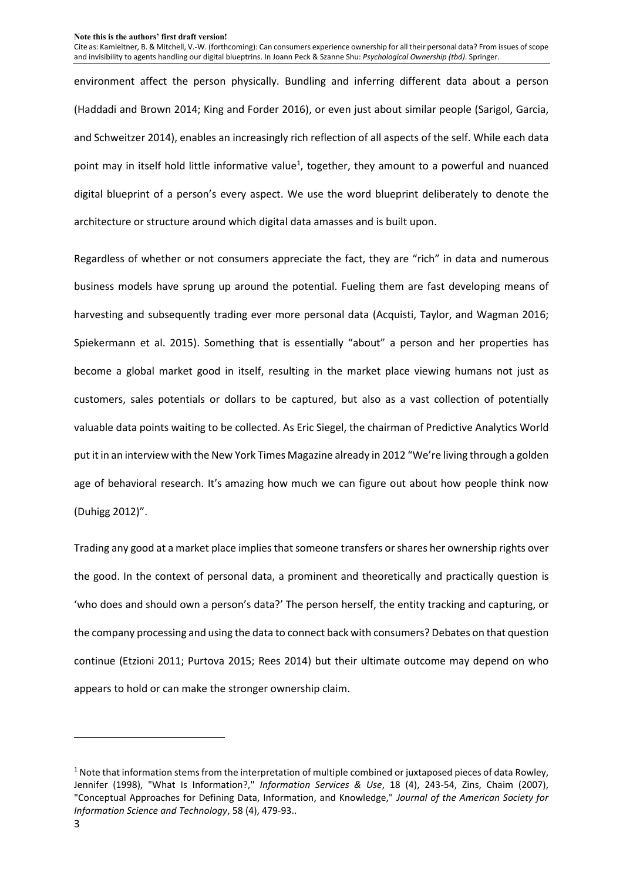environment affect the person physically. Bundling and inferring different data about a person (Haddadi and Brown 2014; King and Forder 2016), or even just about similar people (Sarigol, Garcia, and Schweitzer 2014), enables an increasingly rich reflection of all aspects of the self. While each data point may in itself hold little informative value[1], together, they amount to a powerful and nuanced digital blueprint of a person's every aspect. We use the word blueprint deliberately to denote the architecture or structure around which digital data amasses and is built upon.

Regardless of whether or not consumers appreciate the fact, they are "rich" in data and numerous business models have sprung up around the potential. Fueling them are fast developing means of harvesting and subsequently trading ever more personal data (Acquisti, Taylor, and Wagman 2016; Spiekermann et al. 2015). Something that is essentially "about" a person and her properties has become a global market good in itself, resulting in the market place viewing humans not just as customers, sales potentials or dollars to be captured, but also as a vast collection of potentially valuable data points waiting to be collected. As Eric Siegel, the chairman of Predictive Analytics World put it in an interview with the New York Times Magazine already in 2012 "We're living through a golden age of behavioral research. It's amazing how much we can figure out about how people think now (Duhigg 2012)".

Trading any good at a market place implies that someone transfers or shares her ownership rights over the good. In the context of personal data, a prominent and theoretically and practically question is 'who does and should own a person's data?' The person herself, the entity tracking and capturing, or the company processing and using the data to connect back with consumers? Debates on that question continue (Etzioni 2011; Purtova 2015; Rees 2014) but their ultimate outcome may depend on who appears to hold or can make the stronger ownership claim.

[1] Note that information stems from the interpretation of multiple combined or juxtaposed pieces of data Rowley, Jennifer (1998), "What Is Information?," *Information Services & Use*, 18 (4), 243-54, Zins, Chaim (2007), "Conceptual Approaches for Defining Data, Information, and Knowledge," *Journal of the American Society for Information Science and Technology*, 58 (4), 479-93..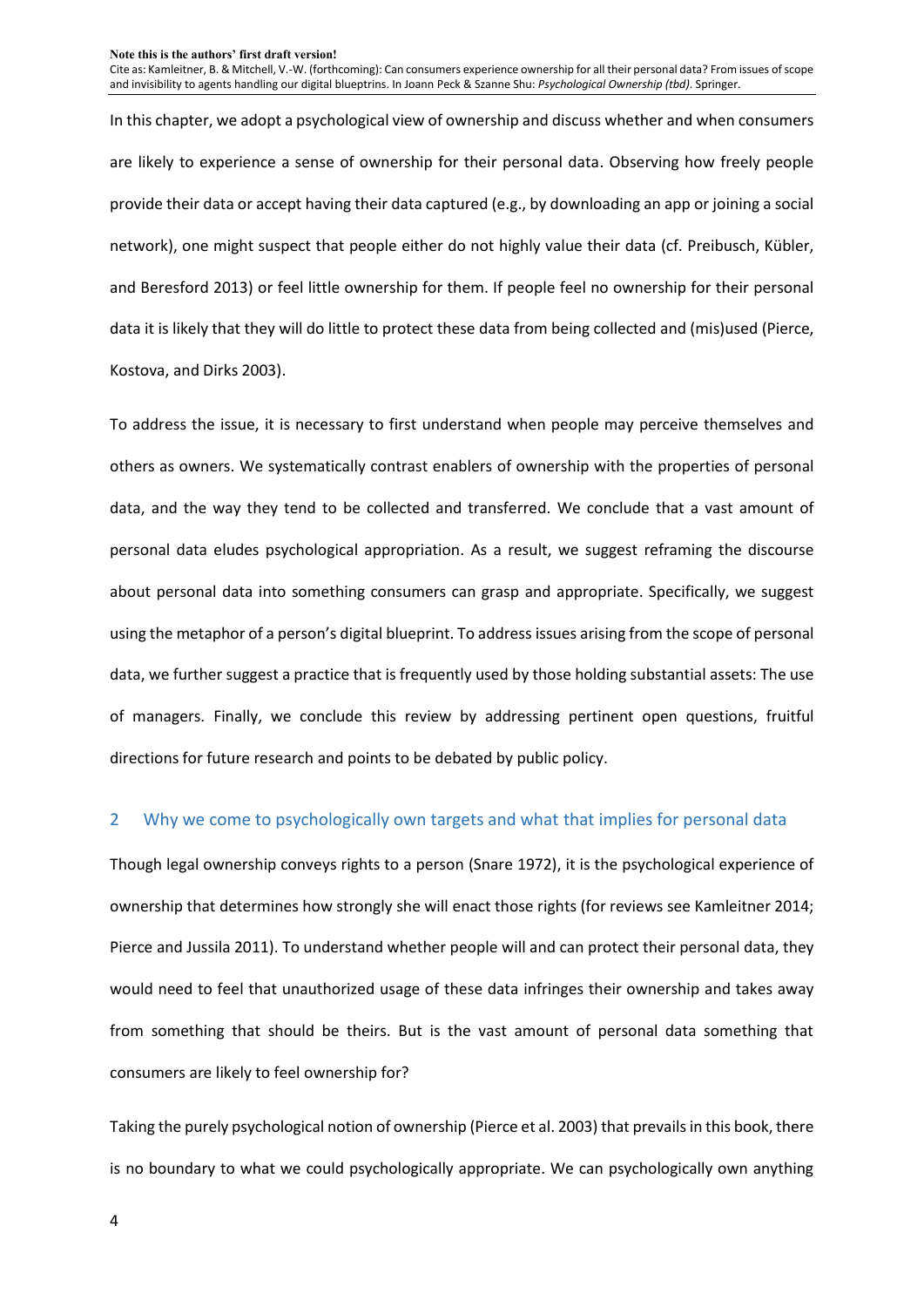In this chapter, we adopt a psychological view of ownership and discuss whether and when consumers are likely to experience a sense of ownership for their personal data. Observing how freely people provide their data or accept having their data captured (e.g., by downloading an app or joining a social network), one might suspect that people either do not highly value their data (cf. Preibusch, Kübler, and Beresford 2013) or feel little ownership for them. If people feel no ownership for their personal data it is likely that they will do little to protect these data from being collected and (mis)used (Pierce, Kostova, and Dirks 2003).

To address the issue, it is necessary to first understand when people may perceive themselves and others as owners. We systematically contrast enablers of ownership with the properties of personal data, and the way they tend to be collected and transferred. We conclude that a vast amount of personal data eludes psychological appropriation. As a result, we suggest reframing the discourse about personal data into something consumers can grasp and appropriate. Specifically, we suggest using the metaphor of a person's digital blueprint. To address issues arising from the scope of personal data, we further suggest a practice that is frequently used by those holding substantial assets: The use of managers. Finally, we conclude this review by addressing pertinent open questions, fruitful directions for future research and points to be debated by public policy.

## 2 Why we come to psychologically own targets and what that implies for personal data

Though legal ownership conveys rights to a person (Snare 1972), it is the psychological experience of ownership that determines how strongly she will enact those rights (for reviews see Kamleitner 2014; Pierce and Jussila 2011). To understand whether people will and can protect their personal data, they would need to feel that unauthorized usage of these data infringes their ownership and takes away from something that should be theirs. But is the vast amount of personal data something that consumers are likely to feel ownership for?

Taking the purely psychological notion of ownership (Pierce et al. 2003) that prevails in this book, there is no boundary to what we could psychologically appropriate. We can psychologically own anything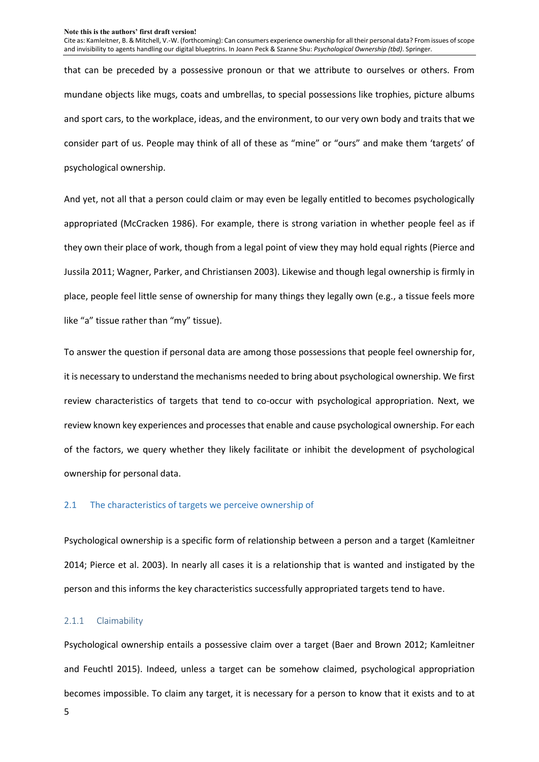that can be preceded by a possessive pronoun or that we attribute to ourselves or others. From mundane objects like mugs, coats and umbrellas, to special possessions like trophies, picture albums and sport cars, to the workplace, ideas, and the environment, to our very own body and traits that we consider part of us. People may think of all of these as "mine" or "ours" and make them 'targets' of psychological ownership.

And yet, not all that a person could claim or may even be legally entitled to becomes psychologically appropriated (McCracken 1986). For example, there is strong variation in whether people feel as if they own their place of work, though from a legal point of view they may hold equal rights (Pierce and Jussila 2011; Wagner, Parker, and Christiansen 2003). Likewise and though legal ownership is firmly in place, people feel little sense of ownership for many things they legally own (e.g., a tissue feels more like "a" tissue rather than "my" tissue).

To answer the question if personal data are among those possessions that people feel ownership for, it is necessary to understand the mechanisms needed to bring about psychological ownership. We first review characteristics of targets that tend to co-occur with psychological appropriation. Next, we review known key experiences and processes that enable and cause psychological ownership. For each of the factors, we query whether they likely facilitate or inhibit the development of psychological ownership for personal data.

## 2.1 The characteristics of targets we perceive ownership of

Psychological ownership is a specific form of relationship between a person and a target (Kamleitner 2014; Pierce et al. 2003). In nearly all cases it is a relationship that is wanted and instigated by the person and this informs the key characteristics successfully appropriated targets tend to have.

### 2.1.1 Claimability

Psychological ownership entails a possessive claim over a target (Baer and Brown 2012; Kamleitner and Feuchtl 2015). Indeed, unless a target can be somehow claimed, psychological appropriation becomes impossible. To claim any target, it is necessary for a person to know that it exists and to at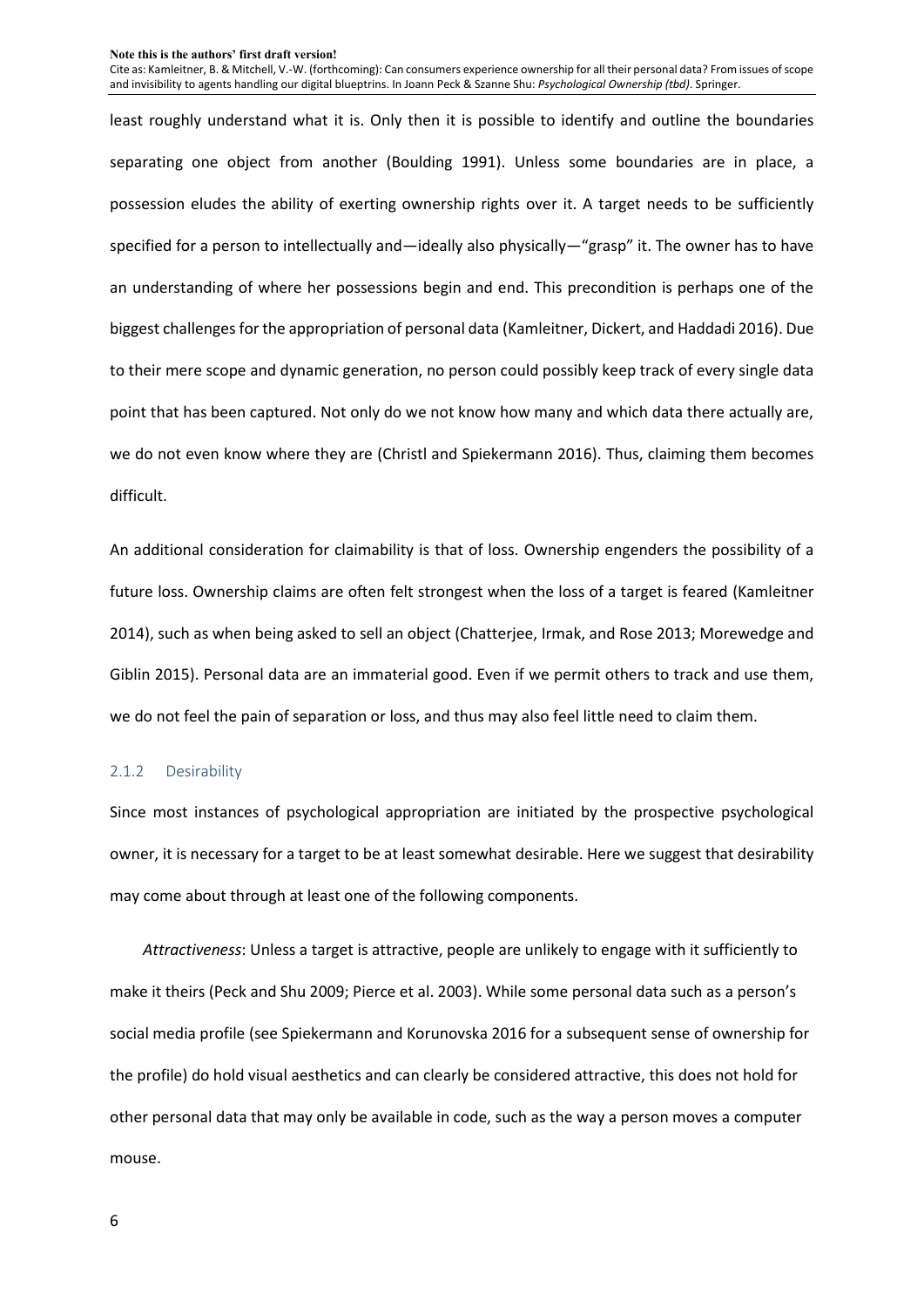least roughly understand what it is. Only then it is possible to identify and outline the boundaries separating one object from another (Boulding 1991). Unless some boundaries are in place, a possession eludes the ability of exerting ownership rights over it. A target needs to be sufficiently specified for a person to intellectually and—ideally also physically—"grasp" it. The owner has to have an understanding of where her possessions begin and end. This precondition is perhaps one of the biggest challenges for the appropriation of personal data (Kamleitner, Dickert, and Haddadi 2016). Due to their mere scope and dynamic generation, no person could possibly keep track of every single data point that has been captured. Not only do we not know how many and which data there actually are, we do not even know where they are (Christl and Spiekermann 2016). Thus, claiming them becomes difficult.

An additional consideration for claimability is that of loss. Ownership engenders the possibility of a future loss. Ownership claims are often felt strongest when the loss of a target is feared (Kamleitner 2014), such as when being asked to sell an object (Chatterjee, Irmak, and Rose 2013; Morewedge and Giblin 2015). Personal data are an immaterial good. Even if we permit others to track and use them, we do not feel the pain of separation or loss, and thus may also feel little need to claim them.

#### 2.1.2 Desirability

Since most instances of psychological appropriation are initiated by the prospective psychological owner, it is necessary for a target to be at least somewhat desirable. Here we suggest that desirability may come about through at least one of the following components.

*Attractiveness*: Unless a target is attractive, people are unlikely to engage with it sufficiently to make it theirs (Peck and Shu 2009; Pierce et al. 2003). While some personal data such as a person's social media profile (see Spiekermann and Korunovska 2016 for a subsequent sense of ownership for the profile) do hold visual aesthetics and can clearly be considered attractive, this does not hold for other personal data that may only be available in code, such as the way a person moves a computer mouse.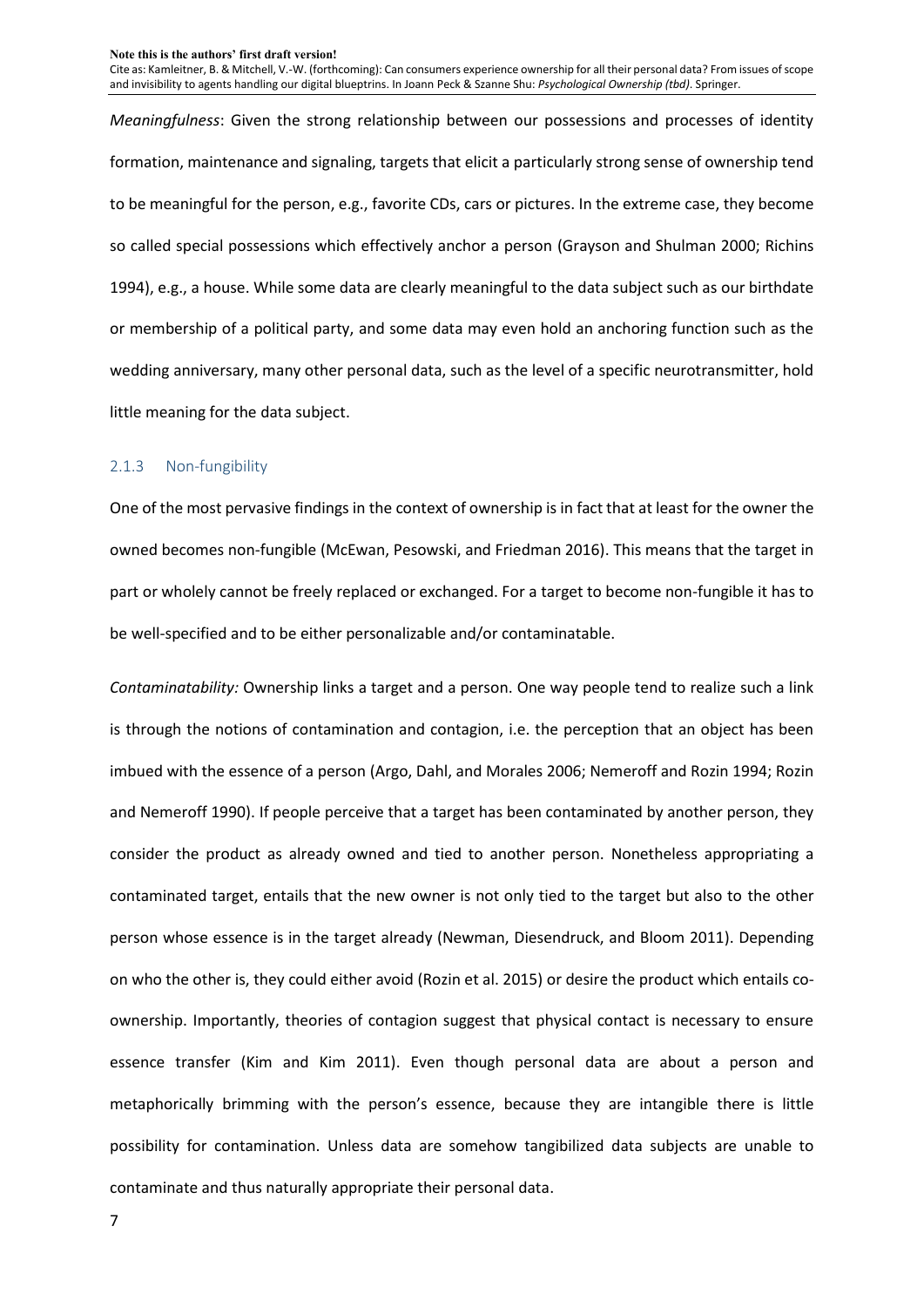*Meaningfulness*: Given the strong relationship between our possessions and processes of identity formation, maintenance and signaling, targets that elicit a particularly strong sense of ownership tend to be meaningful for the person, e.g., favorite CDs, cars or pictures. In the extreme case, they become so called special possessions which effectively anchor a person (Grayson and Shulman 2000; Richins 1994), e.g., a house. While some data are clearly meaningful to the data subject such as our birthdate or membership of a political party, and some data may even hold an anchoring function such as the wedding anniversary, many other personal data, such as the level of a specific neurotransmitter, hold little meaning for the data subject.

### 2.1.3 Non-fungibility

One of the most pervasive findings in the context of ownership is in fact that at least for the owner the owned becomes non-fungible (McEwan, Pesowski, and Friedman 2016). This means that the target in part or wholely cannot be freely replaced or exchanged. For a target to become non-fungible it has to be well-specified and to be either personalizable and/or contaminatable.

*Contaminatability:* Ownership links a target and a person. One way people tend to realize such a link is through the notions of contamination and contagion, i.e. the perception that an object has been imbued with the essence of a person (Argo, Dahl, and Morales 2006; Nemeroff and Rozin 1994; Rozin and Nemeroff 1990). If people perceive that a target has been contaminated by another person, they consider the product as already owned and tied to another person. Nonetheless appropriating a contaminated target, entails that the new owner is not only tied to the target but also to the other person whose essence is in the target already (Newman, Diesendruck, and Bloom 2011). Depending on who the other is, they could either avoid (Rozin et al. 2015) or desire the product which entails co-ownership. Importantly, theories of contagion suggest that physical contact is necessary to ensure essence transfer (Kim and Kim 2011). Even though personal data are about a person and metaphorically brimming with the person's essence, because they are intangible there is little possibility for contamination. Unless data are somehow tangibilized data subjects are unable to contaminate and thus naturally appropriate their personal data.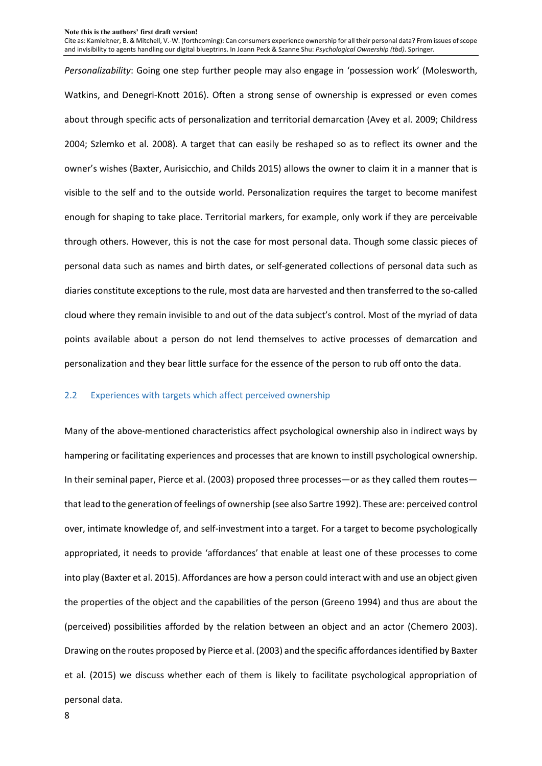*Personalizability*: Going one step further people may also engage in 'possession work' (Molesworth, Watkins, and Denegri-Knott 2016). Often a strong sense of ownership is expressed or even comes about through specific acts of personalization and territorial demarcation (Avey et al. 2009; Childress 2004; Szlemko et al. 2008). A target that can easily be reshaped so as to reflect its owner and the owner's wishes (Baxter, Aurisicchio, and Childs 2015) allows the owner to claim it in a manner that is visible to the self and to the outside world. Personalization requires the target to become manifest enough for shaping to take place. Territorial markers, for example, only work if they are perceivable through others. However, this is not the case for most personal data. Though some classic pieces of personal data such as names and birth dates, or self-generated collections of personal data such as diaries constitute exceptions to the rule, most data are harvested and then transferred to the so-called cloud where they remain invisible to and out of the data subject's control. Most of the myriad of data points available about a person do not lend themselves to active processes of demarcation and personalization and they bear little surface for the essence of the person to rub off onto the data.

## 2.2 Experiences with targets which affect perceived ownership

Many of the above-mentioned characteristics affect psychological ownership also in indirect ways by hampering or facilitating experiences and processes that are known to instill psychological ownership. In their seminal paper, Pierce et al. (2003) proposed three processes—or as they called them routes—that lead to the generation of feelings of ownership (see also Sartre 1992). These are: perceived control over, intimate knowledge of, and self-investment into a target. For a target to become psychologically appropriated, it needs to provide 'affordances' that enable at least one of these processes to come into play (Baxter et al. 2015). Affordances are how a person could interact with and use an object given the properties of the object and the capabilities of the person (Greeno 1994) and thus are about the (perceived) possibilities afforded by the relation between an object and an actor (Chemero 2003). Drawing on the routes proposed by Pierce et al. (2003) and the specific affordances identified by Baxter et al. (2015) we discuss whether each of them is likely to facilitate psychological appropriation of personal data.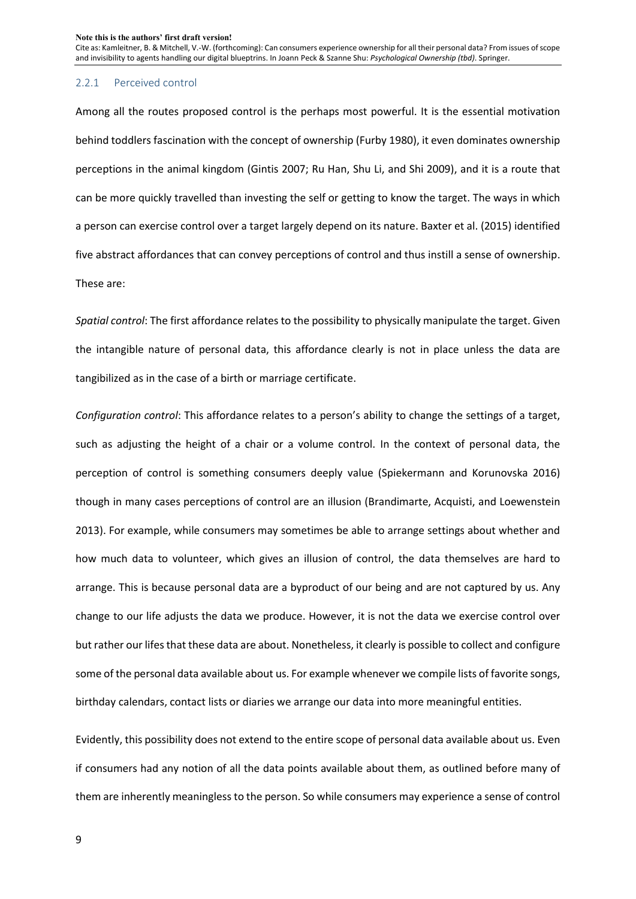### 2.2.1 Perceived control

Among all the routes proposed control is the perhaps most powerful. It is the essential motivation behind toddlers fascination with the concept of ownership (Furby 1980), it even dominates ownership perceptions in the animal kingdom (Gintis 2007; Ru Han, Shu Li, and Shi 2009), and it is a route that can be more quickly travelled than investing the self or getting to know the target. The ways in which a person can exercise control over a target largely depend on its nature. Baxter et al. (2015) identified five abstract affordances that can convey perceptions of control and thus instill a sense of ownership. These are:

*Spatial control*: The first affordance relates to the possibility to physically manipulate the target. Given the intangible nature of personal data, this affordance clearly is not in place unless the data are tangibilized as in the case of a birth or marriage certificate.

*Configuration control*: This affordance relates to a person's ability to change the settings of a target, such as adjusting the height of a chair or a volume control. In the context of personal data, the perception of control is something consumers deeply value (Spiekermann and Korunovska 2016) though in many cases perceptions of control are an illusion (Brandimarte, Acquisti, and Loewenstein 2013). For example, while consumers may sometimes be able to arrange settings about whether and how much data to volunteer, which gives an illusion of control, the data themselves are hard to arrange. This is because personal data are a byproduct of our being and are not captured by us. Any change to our life adjusts the data we produce. However, it is not the data we exercise control over but rather our lifes that these data are about. Nonetheless, it clearly is possible to collect and configure some of the personal data available about us. For example whenever we compile lists of favorite songs, birthday calendars, contact lists or diaries we arrange our data into more meaningful entities.

Evidently, this possibility does not extend to the entire scope of personal data available about us. Even if consumers had any notion of all the data points available about them, as outlined before many of them are inherently meaningless to the person. So while consumers may experience a sense of control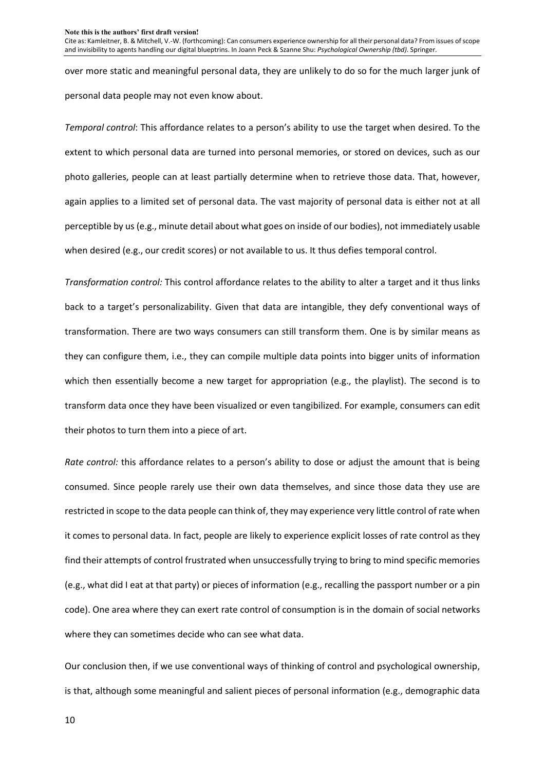over more static and meaningful personal data, they are unlikely to do so for the much larger junk of personal data people may not even know about.

*Temporal control*: This affordance relates to a person's ability to use the target when desired. To the extent to which personal data are turned into personal memories, or stored on devices, such as our photo galleries, people can at least partially determine when to retrieve those data. That, however, again applies to a limited set of personal data. The vast majority of personal data is either not at all perceptible by us (e.g., minute detail about what goes on inside of our bodies), not immediately usable when desired (e.g., our credit scores) or not available to us. It thus defies temporal control.

*Transformation control:* This control affordance relates to the ability to alter a target and it thus links back to a target's personalizability. Given that data are intangible, they defy conventional ways of transformation. There are two ways consumers can still transform them. One is by similar means as they can configure them, i.e., they can compile multiple data points into bigger units of information which then essentially become a new target for appropriation (e.g., the playlist). The second is to transform data once they have been visualized or even tangibilized. For example, consumers can edit their photos to turn them into a piece of art.

*Rate control:* this affordance relates to a person's ability to dose or adjust the amount that is being consumed. Since people rarely use their own data themselves, and since those data they use are restricted in scope to the data people can think of, they may experience very little control of rate when it comes to personal data. In fact, people are likely to experience explicit losses of rate control as they find their attempts of control frustrated when unsuccessfully trying to bring to mind specific memories (e.g., what did I eat at that party) or pieces of information (e.g., recalling the passport number or a pin code). One area where they can exert rate control of consumption is in the domain of social networks where they can sometimes decide who can see what data.

Our conclusion then, if we use conventional ways of thinking of control and psychological ownership, is that, although some meaningful and salient pieces of personal information (e.g., demographic data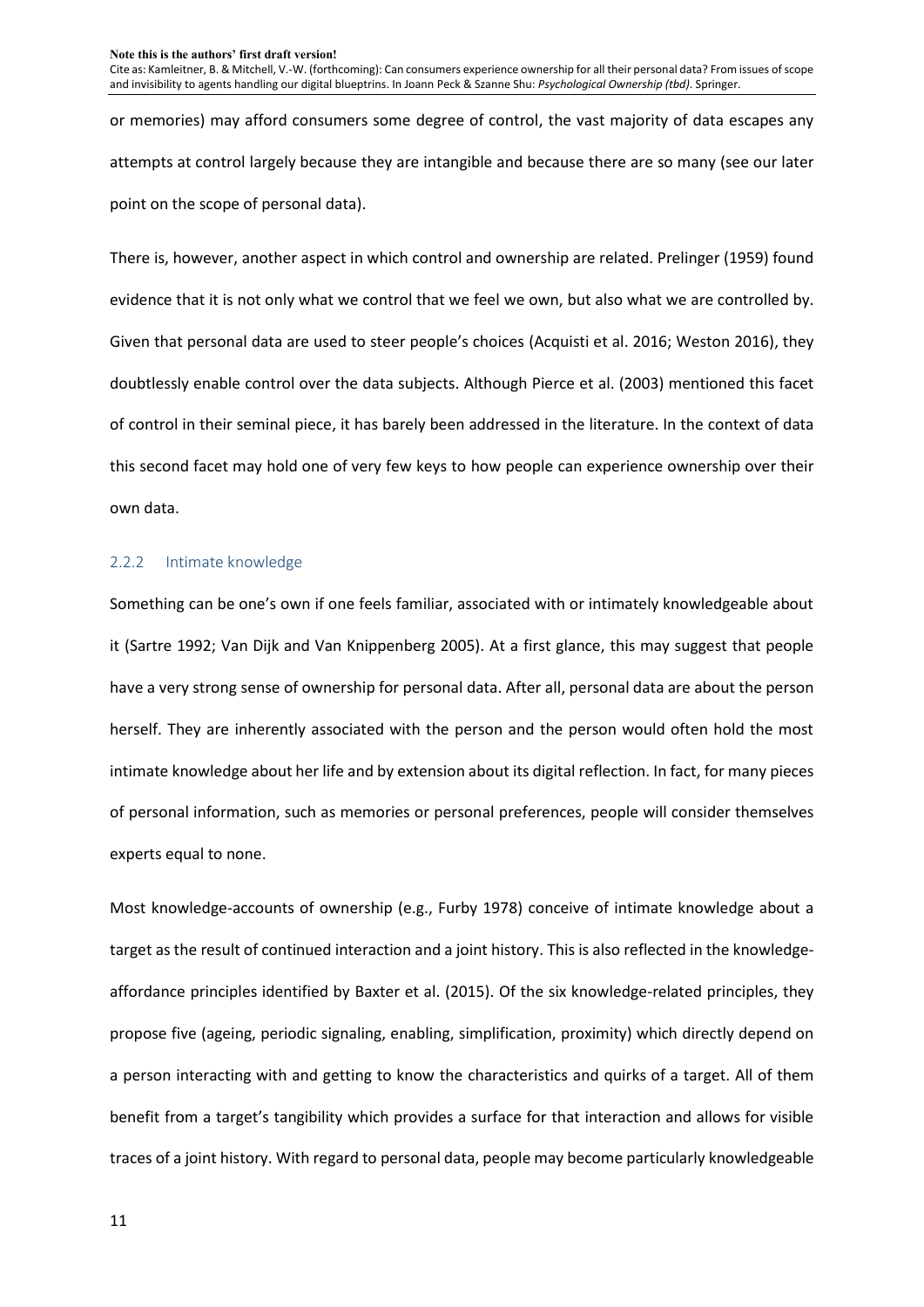or memories) may afford consumers some degree of control, the vast majority of data escapes any attempts at control largely because they are intangible and because there are so many (see our later point on the scope of personal data).

There is, however, another aspect in which control and ownership are related. Prelinger (1959) found evidence that it is not only what we control that we feel we own, but also what we are controlled by. Given that personal data are used to steer people's choices (Acquisti et al. 2016; Weston 2016), they doubtlessly enable control over the data subjects. Although Pierce et al. (2003) mentioned this facet of control in their seminal piece, it has barely been addressed in the literature. In the context of data this second facet may hold one of very few keys to how people can experience ownership over their own data.

### 2.2.2 Intimate knowledge

Something can be one's own if one feels familiar, associated with or intimately knowledgeable about it (Sartre 1992; Van Dijk and Van Knippenberg 2005). At a first glance, this may suggest that people have a very strong sense of ownership for personal data. After all, personal data are about the person herself. They are inherently associated with the person and the person would often hold the most intimate knowledge about her life and by extension about its digital reflection. In fact, for many pieces of personal information, such as memories or personal preferences, people will consider themselves experts equal to none.

Most knowledge-accounts of ownership (e.g., Furby 1978) conceive of intimate knowledge about a target as the result of continued interaction and a joint history. This is also reflected in the knowledge-affordance principles identified by Baxter et al. (2015). Of the six knowledge-related principles, they propose five (ageing, periodic signaling, enabling, simplification, proximity) which directly depend on a person interacting with and getting to know the characteristics and quirks of a target. All of them benefit from a target's tangibility which provides a surface for that interaction and allows for visible traces of a joint history. With regard to personal data, people may become particularly knowledgeable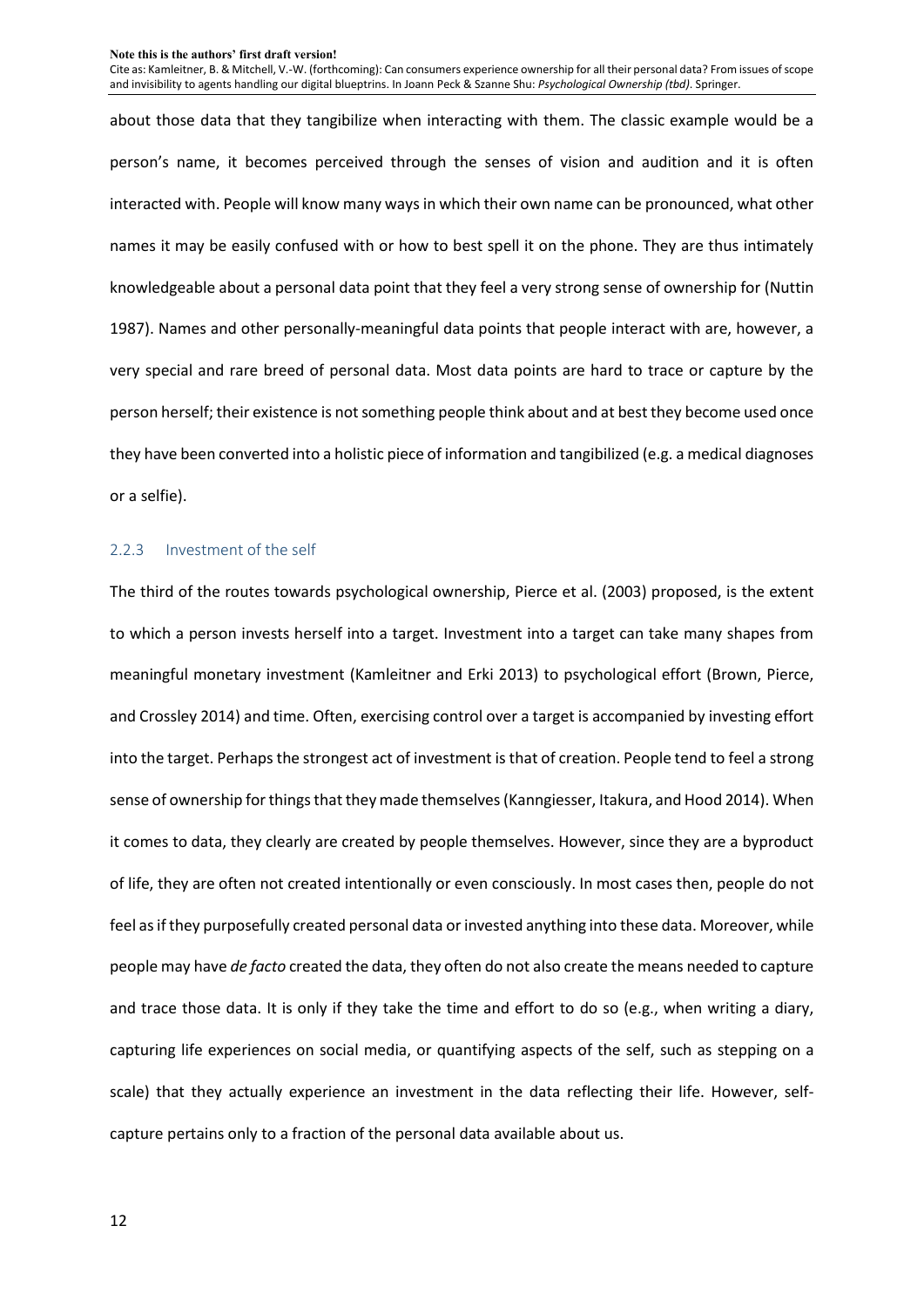about those data that they tangibilize when interacting with them. The classic example would be a person's name, it becomes perceived through the senses of vision and audition and it is often interacted with. People will know many ways in which their own name can be pronounced, what other names it may be easily confused with or how to best spell it on the phone. They are thus intimately knowledgeable about a personal data point that they feel a very strong sense of ownership for (Nuttin 1987). Names and other personally-meaningful data points that people interact with are, however, a very special and rare breed of personal data. Most data points are hard to trace or capture by the person herself; their existence is not something people think about and at best they become used once they have been converted into a holistic piece of information and tangibilized (e.g. a medical diagnoses or a selfie).

### 2.2.3 Investment of the self

The third of the routes towards psychological ownership, Pierce et al. (2003) proposed, is the extent to which a person invests herself into a target. Investment into a target can take many shapes from meaningful monetary investment (Kamleitner and Erki 2013) to psychological effort (Brown, Pierce, and Crossley 2014) and time. Often, exercising control over a target is accompanied by investing effort into the target. Perhaps the strongest act of investment is that of creation. People tend to feel a strong sense of ownership for things that they made themselves (Kanngiesser, Itakura, and Hood 2014). When it comes to data, they clearly are created by people themselves. However, since they are a byproduct of life, they are often not created intentionally or even consciously. In most cases then, people do not feel as if they purposefully created personal data or invested anything into these data. Moreover, while people may have *de facto* created the data, they often do not also create the means needed to capture and trace those data. It is only if they take the time and effort to do so (e.g., when writing a diary, capturing life experiences on social media, or quantifying aspects of the self, such as stepping on a scale) that they actually experience an investment in the data reflecting their life. However, self-capture pertains only to a fraction of the personal data available about us.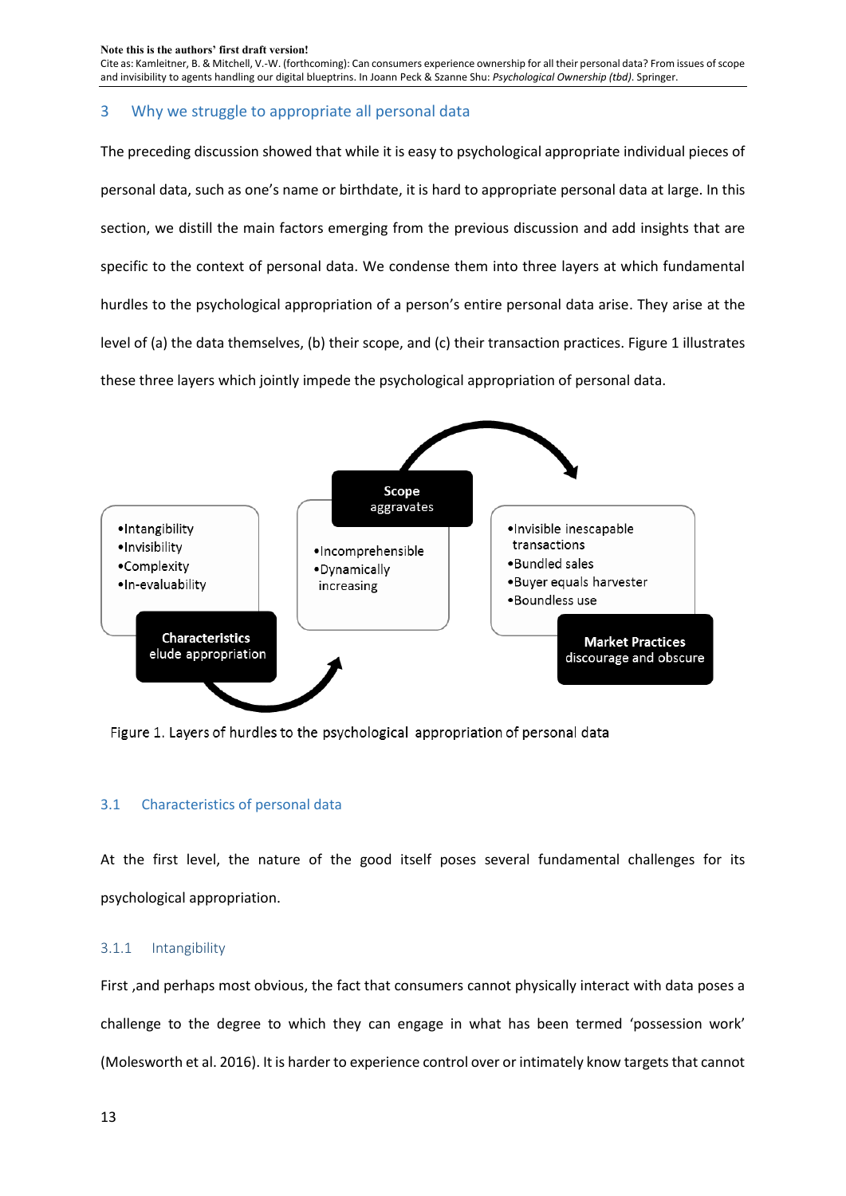## 3 Why we struggle to appropriate all personal data

The preceding discussion showed that while it is easy to psychological appropriate individual pieces of personal data, such as one's name or birthdate, it is hard to appropriate personal data at large. In this section, we distill the main factors emerging from the previous discussion and add insights that are specific to the context of personal data. We condense them into three layers at which fundamental hurdles to the psychological appropriation of a person's entire personal data arise. They arise at the level of (a) the data themselves, (b) their scope, and (c) their transaction practices. Figure 1 illustrates these three layers which jointly impede the psychological appropriation of personal data.

**Characteristics** elude appropriation
- Intangibility
- Invisibility
- Complexity
- In-evaluability

**Scope** aggravates
- Incomprehensible
- Dynamically increasing

**Market Practices** discourage and obscure
- Invisible inescapable transactions
- Bundled sales
- Buyer equals harvester
- Boundless use

Figure 1. Layers of hurdles to the psychological appropriation of personal data

### 3.1 Characteristics of personal data

At the first level, the nature of the good itself poses several fundamental challenges for its psychological appropriation.

#### 3.1.1 Intangibility

First ,and perhaps most obvious, the fact that consumers cannot physically interact with data poses a challenge to the degree to which they can engage in what has been termed 'possession work' (Molesworth et al. 2016). It is harder to experience control over or intimately know targets that cannot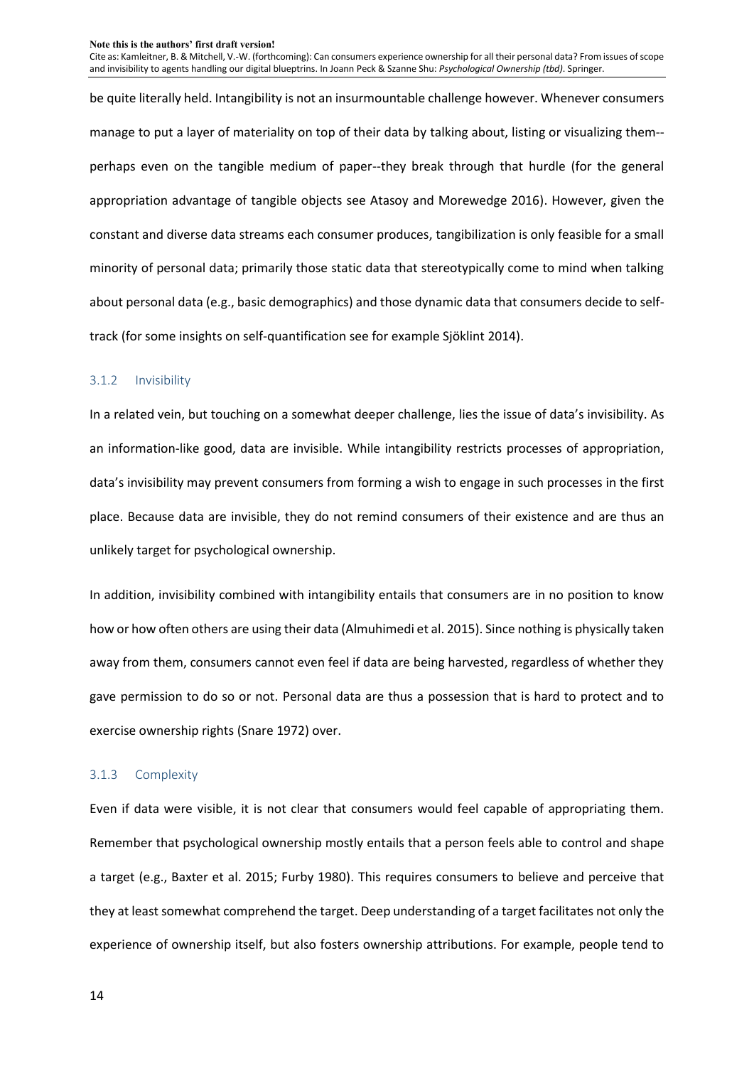be quite literally held. Intangibility is not an insurmountable challenge however. Whenever consumers manage to put a layer of materiality on top of their data by talking about, listing or visualizing them--perhaps even on the tangible medium of paper--they break through that hurdle (for the general appropriation advantage of tangible objects see Atasoy and Morewedge 2016). However, given the constant and diverse data streams each consumer produces, tangibilization is only feasible for a small minority of personal data; primarily those static data that stereotypically come to mind when talking about personal data (e.g., basic demographics) and those dynamic data that consumers decide to self-track (for some insights on self-quantification see for example Sjöklint 2014).

### 3.1.2 Invisibility

In a related vein, but touching on a somewhat deeper challenge, lies the issue of data's invisibility. As an information-like good, data are invisible. While intangibility restricts processes of appropriation, data's invisibility may prevent consumers from forming a wish to engage in such processes in the first place. Because data are invisible, they do not remind consumers of their existence and are thus an unlikely target for psychological ownership.

In addition, invisibility combined with intangibility entails that consumers are in no position to know how or how often others are using their data (Almuhimedi et al. 2015). Since nothing is physically taken away from them, consumers cannot even feel if data are being harvested, regardless of whether they gave permission to do so or not. Personal data are thus a possession that is hard to protect and to exercise ownership rights (Snare 1972) over.

### 3.1.3 Complexity

Even if data were visible, it is not clear that consumers would feel capable of appropriating them. Remember that psychological ownership mostly entails that a person feels able to control and shape a target (e.g., Baxter et al. 2015; Furby 1980). This requires consumers to believe and perceive that they at least somewhat comprehend the target. Deep understanding of a target facilitates not only the experience of ownership itself, but also fosters ownership attributions. For example, people tend to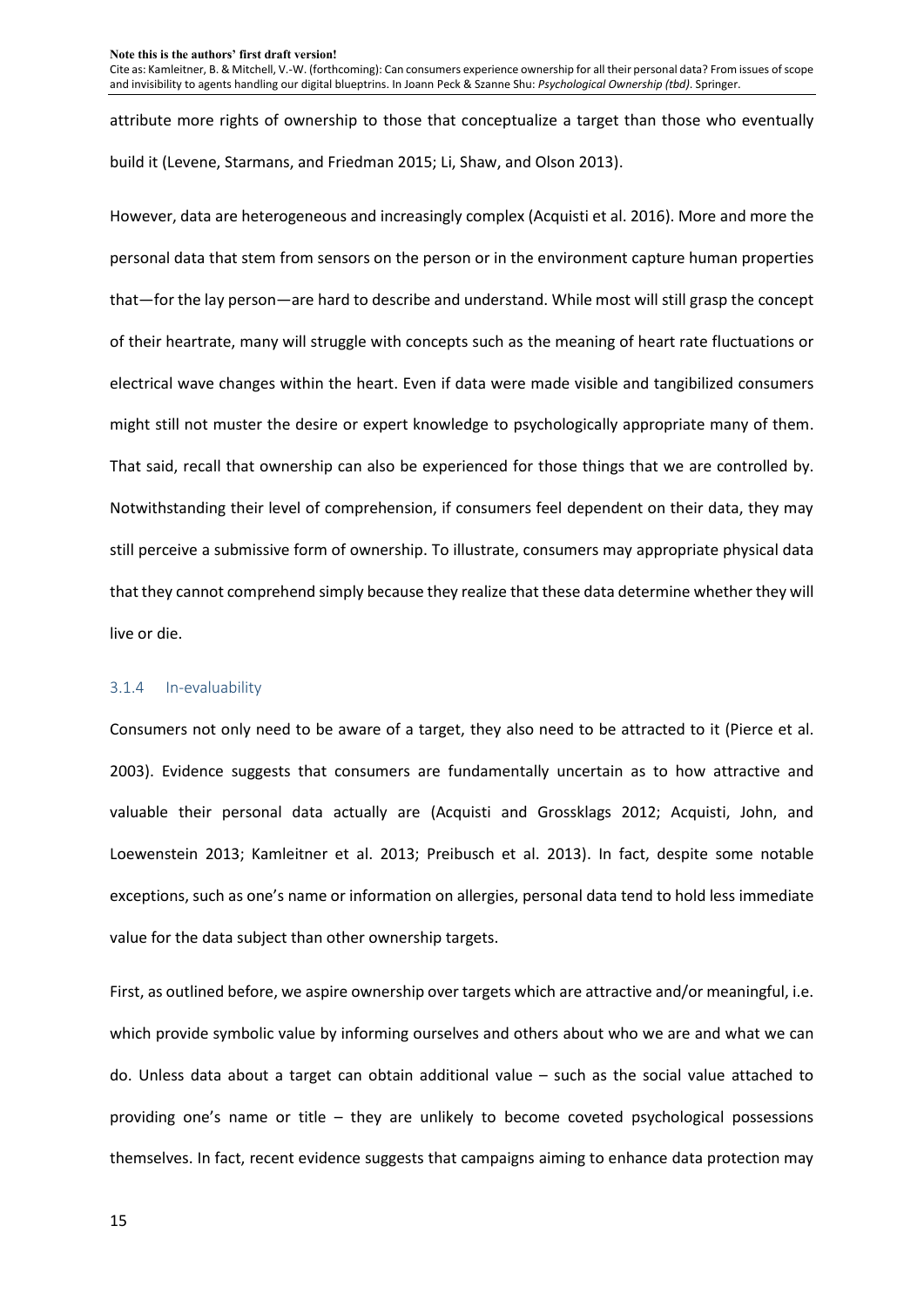attribute more rights of ownership to those that conceptualize a target than those who eventually build it (Levene, Starmans, and Friedman 2015; Li, Shaw, and Olson 2013).

However, data are heterogeneous and increasingly complex (Acquisti et al. 2016). More and more the personal data that stem from sensors on the person or in the environment capture human properties that—for the lay person—are hard to describe and understand. While most will still grasp the concept of their heartrate, many will struggle with concepts such as the meaning of heart rate fluctuations or electrical wave changes within the heart. Even if data were made visible and tangibilized consumers might still not muster the desire or expert knowledge to psychologically appropriate many of them. That said, recall that ownership can also be experienced for those things that we are controlled by. Notwithstanding their level of comprehension, if consumers feel dependent on their data, they may still perceive a submissive form of ownership. To illustrate, consumers may appropriate physical data that they cannot comprehend simply because they realize that these data determine whether they will live or die.

### 3.1.4 In-evaluability

Consumers not only need to be aware of a target, they also need to be attracted to it (Pierce et al. 2003). Evidence suggests that consumers are fundamentally uncertain as to how attractive and valuable their personal data actually are (Acquisti and Grossklags 2012; Acquisti, John, and Loewenstein 2013; Kamleitner et al. 2013; Preibusch et al. 2013). In fact, despite some notable exceptions, such as one's name or information on allergies, personal data tend to hold less immediate value for the data subject than other ownership targets.

First, as outlined before, we aspire ownership over targets which are attractive and/or meaningful, i.e. which provide symbolic value by informing ourselves and others about who we are and what we can do. Unless data about a target can obtain additional value – such as the social value attached to providing one's name or title – they are unlikely to become coveted psychological possessions themselves. In fact, recent evidence suggests that campaigns aiming to enhance data protection may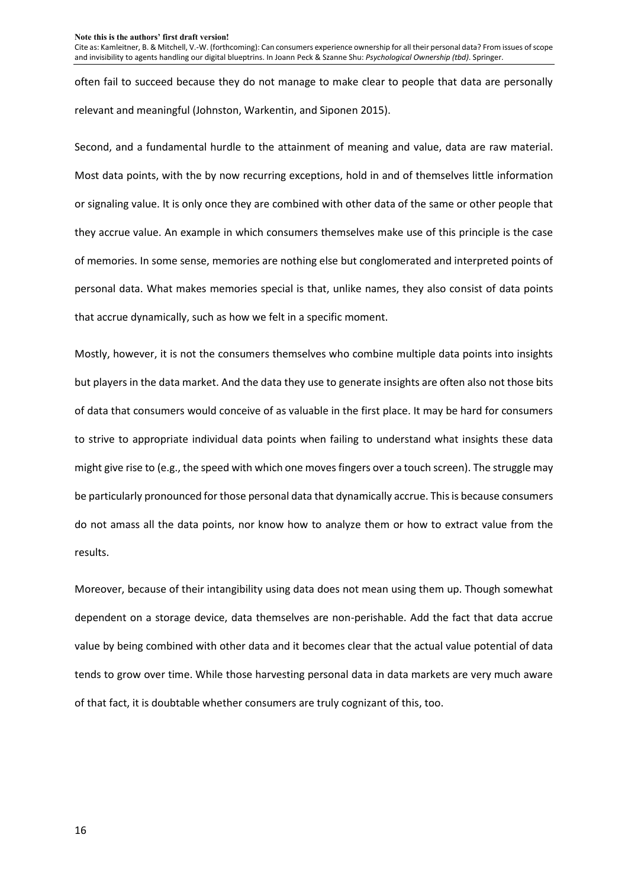often fail to succeed because they do not manage to make clear to people that data are personally relevant and meaningful (Johnston, Warkentin, and Siponen 2015).

Second, and a fundamental hurdle to the attainment of meaning and value, data are raw material. Most data points, with the by now recurring exceptions, hold in and of themselves little information or signaling value. It is only once they are combined with other data of the same or other people that they accrue value. An example in which consumers themselves make use of this principle is the case of memories. In some sense, memories are nothing else but conglomerated and interpreted points of personal data. What makes memories special is that, unlike names, they also consist of data points that accrue dynamically, such as how we felt in a specific moment.

Mostly, however, it is not the consumers themselves who combine multiple data points into insights but players in the data market. And the data they use to generate insights are often also not those bits of data that consumers would conceive of as valuable in the first place. It may be hard for consumers to strive to appropriate individual data points when failing to understand what insights these data might give rise to (e.g., the speed with which one moves fingers over a touch screen). The struggle may be particularly pronounced for those personal data that dynamically accrue. This is because consumers do not amass all the data points, nor know how to analyze them or how to extract value from the results.

Moreover, because of their intangibility using data does not mean using them up. Though somewhat dependent on a storage device, data themselves are non-perishable. Add the fact that data accrue value by being combined with other data and it becomes clear that the actual value potential of data tends to grow over time. While those harvesting personal data in data markets are very much aware of that fact, it is doubtable whether consumers are truly cognizant of this, too.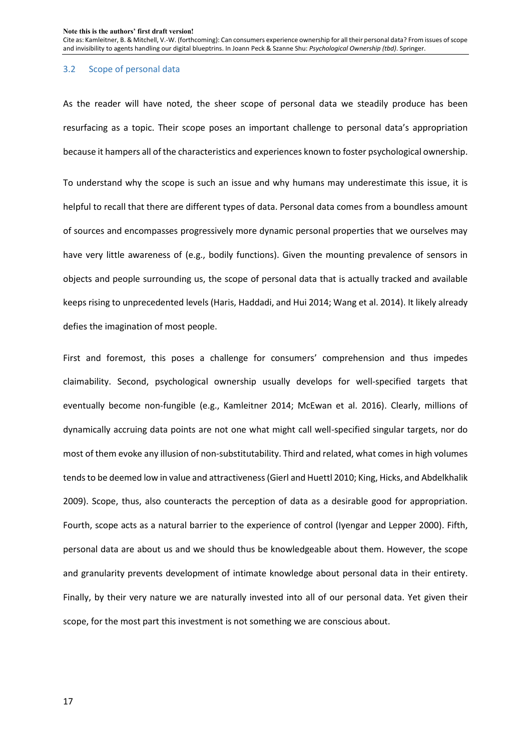### 3.2 Scope of personal data

As the reader will have noted, the sheer scope of personal data we steadily produce has been resurfacing as a topic. Their scope poses an important challenge to personal data's appropriation because it hampers all of the characteristics and experiences known to foster psychological ownership.

To understand why the scope is such an issue and why humans may underestimate this issue, it is helpful to recall that there are different types of data. Personal data comes from a boundless amount of sources and encompasses progressively more dynamic personal properties that we ourselves may have very little awareness of (e.g., bodily functions). Given the mounting prevalence of sensors in objects and people surrounding us, the scope of personal data that is actually tracked and available keeps rising to unprecedented levels (Haris, Haddadi, and Hui 2014; Wang et al. 2014). It likely already defies the imagination of most people.

First and foremost, this poses a challenge for consumers' comprehension and thus impedes claimability. Second, psychological ownership usually develops for well-specified targets that eventually become non-fungible (e.g., Kamleitner 2014; McEwan et al. 2016). Clearly, millions of dynamically accruing data points are not one what might call well-specified singular targets, nor do most of them evoke any illusion of non-substitutability. Third and related, what comes in high volumes tends to be deemed low in value and attractiveness (Gierl and Huettl 2010; King, Hicks, and Abdelkhalik 2009). Scope, thus, also counteracts the perception of data as a desirable good for appropriation. Fourth, scope acts as a natural barrier to the experience of control (Iyengar and Lepper 2000). Fifth, personal data are about us and we should thus be knowledgeable about them. However, the scope and granularity prevents development of intimate knowledge about personal data in their entirety. Finally, by their very nature we are naturally invested into all of our personal data. Yet given their scope, for the most part this investment is not something we are conscious about.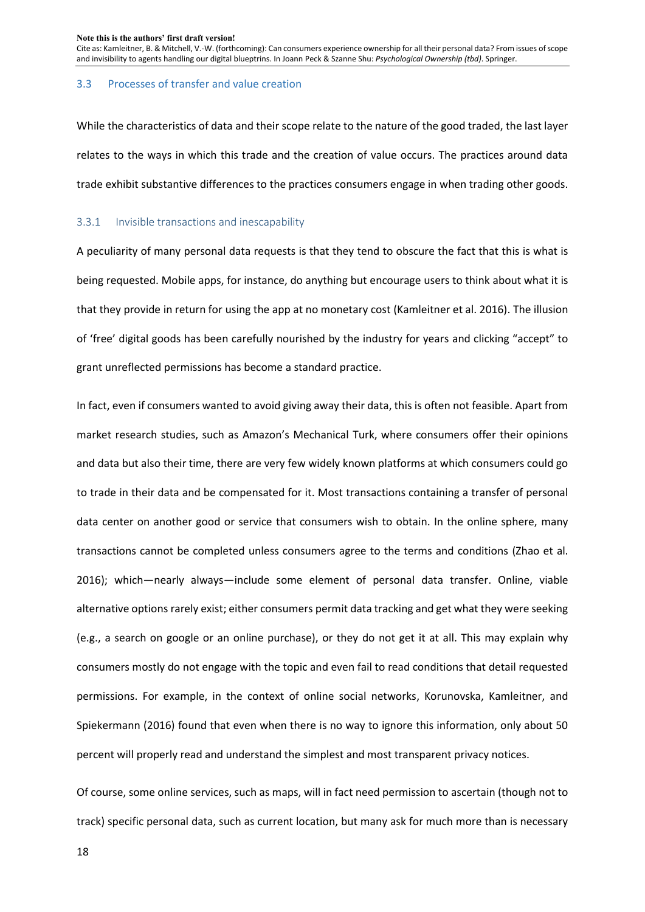### 3.3 Processes of transfer and value creation

While the characteristics of data and their scope relate to the nature of the good traded, the last layer relates to the ways in which this trade and the creation of value occurs. The practices around data trade exhibit substantive differences to the practices consumers engage in when trading other goods.

#### 3.3.1 Invisible transactions and inescapability

A peculiarity of many personal data requests is that they tend to obscure the fact that this is what is being requested. Mobile apps, for instance, do anything but encourage users to think about what it is that they provide in return for using the app at no monetary cost (Kamleitner et al. 2016). The illusion of 'free' digital goods has been carefully nourished by the industry for years and clicking "accept" to grant unreflected permissions has become a standard practice.

In fact, even if consumers wanted to avoid giving away their data, this is often not feasible. Apart from market research studies, such as Amazon's Mechanical Turk, where consumers offer their opinions and data but also their time, there are very few widely known platforms at which consumers could go to trade in their data and be compensated for it. Most transactions containing a transfer of personal data center on another good or service that consumers wish to obtain. In the online sphere, many transactions cannot be completed unless consumers agree to the terms and conditions (Zhao et al. 2016); which—nearly always—include some element of personal data transfer. Online, viable alternative options rarely exist; either consumers permit data tracking and get what they were seeking (e.g., a search on google or an online purchase), or they do not get it at all. This may explain why consumers mostly do not engage with the topic and even fail to read conditions that detail requested permissions. For example, in the context of online social networks, Korunovska, Kamleitner, and Spiekermann (2016) found that even when there is no way to ignore this information, only about 50 percent will properly read and understand the simplest and most transparent privacy notices.

Of course, some online services, such as maps, will in fact need permission to ascertain (though not to track) specific personal data, such as current location, but many ask for much more than is necessary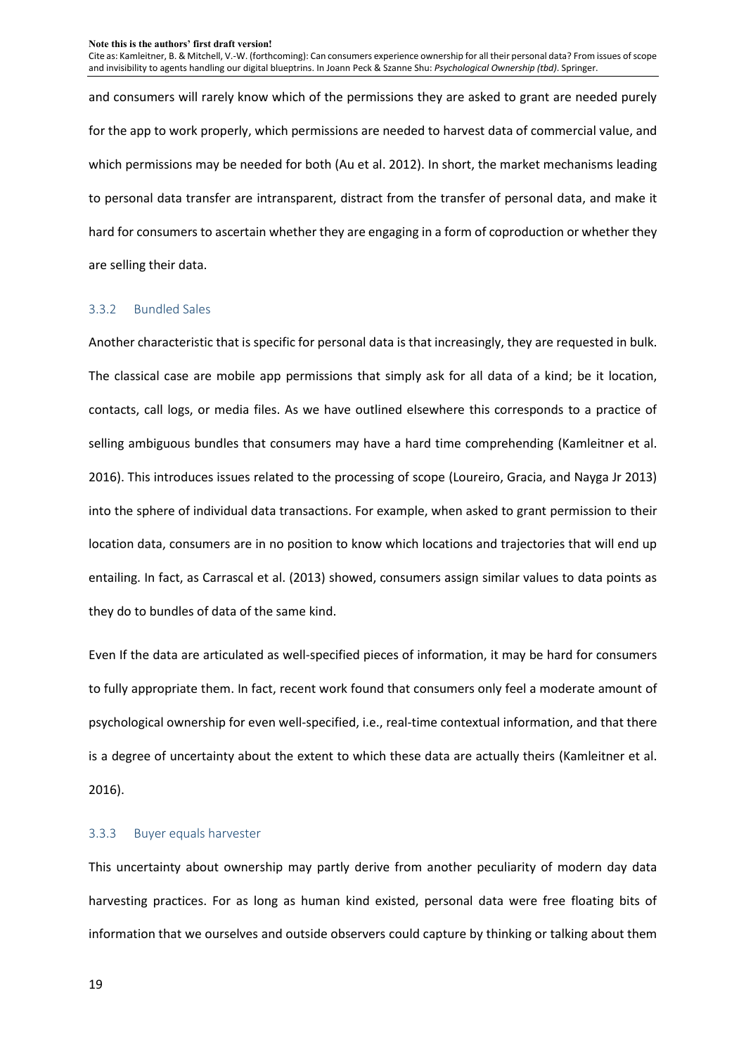and consumers will rarely know which of the permissions they are asked to grant are needed purely for the app to work properly, which permissions are needed to harvest data of commercial value, and which permissions may be needed for both (Au et al. 2012). In short, the market mechanisms leading to personal data transfer are intransparent, distract from the transfer of personal data, and make it hard for consumers to ascertain whether they are engaging in a form of coproduction or whether they are selling their data.

### 3.3.2 Bundled Sales

Another characteristic that is specific for personal data is that increasingly, they are requested in bulk. The classical case are mobile app permissions that simply ask for all data of a kind; be it location, contacts, call logs, or media files. As we have outlined elsewhere this corresponds to a practice of selling ambiguous bundles that consumers may have a hard time comprehending (Kamleitner et al. 2016). This introduces issues related to the processing of scope (Loureiro, Gracia, and Nayga Jr 2013) into the sphere of individual data transactions. For example, when asked to grant permission to their location data, consumers are in no position to know which locations and trajectories that will end up entailing. In fact, as Carrascal et al. (2013) showed, consumers assign similar values to data points as they do to bundles of data of the same kind.

Even If the data are articulated as well-specified pieces of information, it may be hard for consumers to fully appropriate them. In fact, recent work found that consumers only feel a moderate amount of psychological ownership for even well-specified, i.e., real-time contextual information, and that there is a degree of uncertainty about the extent to which these data are actually theirs (Kamleitner et al. 2016).

### 3.3.3 Buyer equals harvester

This uncertainty about ownership may partly derive from another peculiarity of modern day data harvesting practices. For as long as human kind existed, personal data were free floating bits of information that we ourselves and outside observers could capture by thinking or talking about them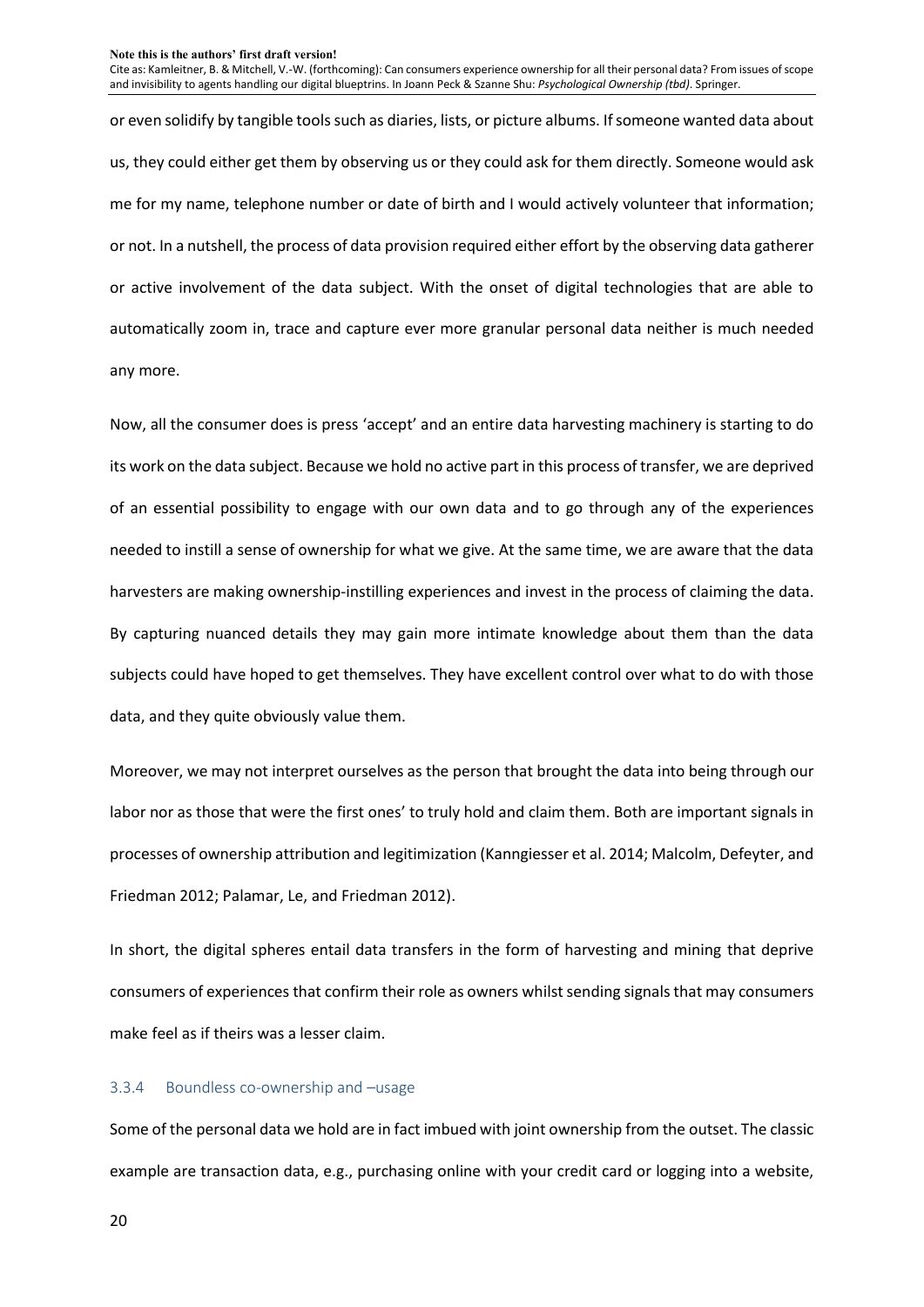or even solidify by tangible tools such as diaries, lists, or picture albums. If someone wanted data about us, they could either get them by observing us or they could ask for them directly. Someone would ask me for my name, telephone number or date of birth and I would actively volunteer that information; or not. In a nutshell, the process of data provision required either effort by the observing data gatherer or active involvement of the data subject. With the onset of digital technologies that are able to automatically zoom in, trace and capture ever more granular personal data neither is much needed any more.

Now, all the consumer does is press 'accept' and an entire data harvesting machinery is starting to do its work on the data subject. Because we hold no active part in this process of transfer, we are deprived of an essential possibility to engage with our own data and to go through any of the experiences needed to instill a sense of ownership for what we give. At the same time, we are aware that the data harvesters are making ownership-instilling experiences and invest in the process of claiming the data. By capturing nuanced details they may gain more intimate knowledge about them than the data subjects could have hoped to get themselves. They have excellent control over what to do with those data, and they quite obviously value them.

Moreover, we may not interpret ourselves as the person that brought the data into being through our labor nor as those that were the first ones' to truly hold and claim them. Both are important signals in processes of ownership attribution and legitimization (Kanngiesser et al. 2014; Malcolm, Defeyter, and Friedman 2012; Palamar, Le, and Friedman 2012).

In short, the digital spheres entail data transfers in the form of harvesting and mining that deprive consumers of experiences that confirm their role as owners whilst sending signals that may consumers make feel as if theirs was a lesser claim.

### 3.3.4 Boundless co-ownership and –usage

Some of the personal data we hold are in fact imbued with joint ownership from the outset. The classic example are transaction data, e.g., purchasing online with your credit card or logging into a website,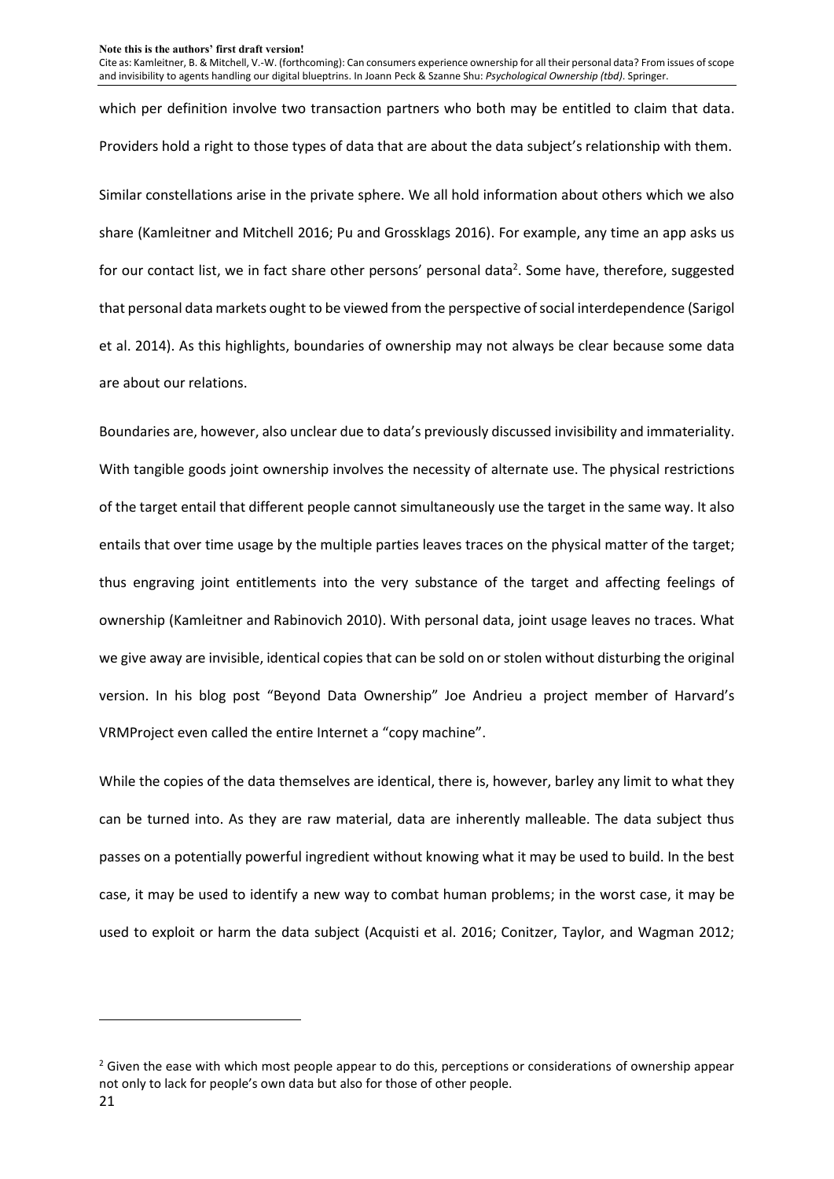which per definition involve two transaction partners who both may be entitled to claim that data. Providers hold a right to those types of data that are about the data subject's relationship with them.

Similar constellations arise in the private sphere. We all hold information about others which we also share (Kamleitner and Mitchell 2016; Pu and Grossklags 2016). For example, any time an app asks us for our contact list, we in fact share other persons' personal data[2]. Some have, therefore, suggested that personal data markets ought to be viewed from the perspective of social interdependence (Sarigol et al. 2014). As this highlights, boundaries of ownership may not always be clear because some data are about our relations.

Boundaries are, however, also unclear due to data's previously discussed invisibility and immateriality. With tangible goods joint ownership involves the necessity of alternate use. The physical restrictions of the target entail that different people cannot simultaneously use the target in the same way. It also entails that over time usage by the multiple parties leaves traces on the physical matter of the target; thus engraving joint entitlements into the very substance of the target and affecting feelings of ownership (Kamleitner and Rabinovich 2010). With personal data, joint usage leaves no traces. What we give away are invisible, identical copies that can be sold on or stolen without disturbing the original version. In his blog post "Beyond Data Ownership" Joe Andrieu a project member of Harvard's VRMProject even called the entire Internet a "copy machine".

While the copies of the data themselves are identical, there is, however, barley any limit to what they can be turned into. As they are raw material, data are inherently malleable. The data subject thus passes on a potentially powerful ingredient without knowing what it may be used to build. In the best case, it may be used to identify a new way to combat human problems; in the worst case, it may be used to exploit or harm the data subject (Acquisti et al. 2016; Conitzer, Taylor, and Wagman 2012;

[2] Given the ease with which most people appear to do this, perceptions or considerations of ownership appear not only to lack for people's own data but also for those of other people.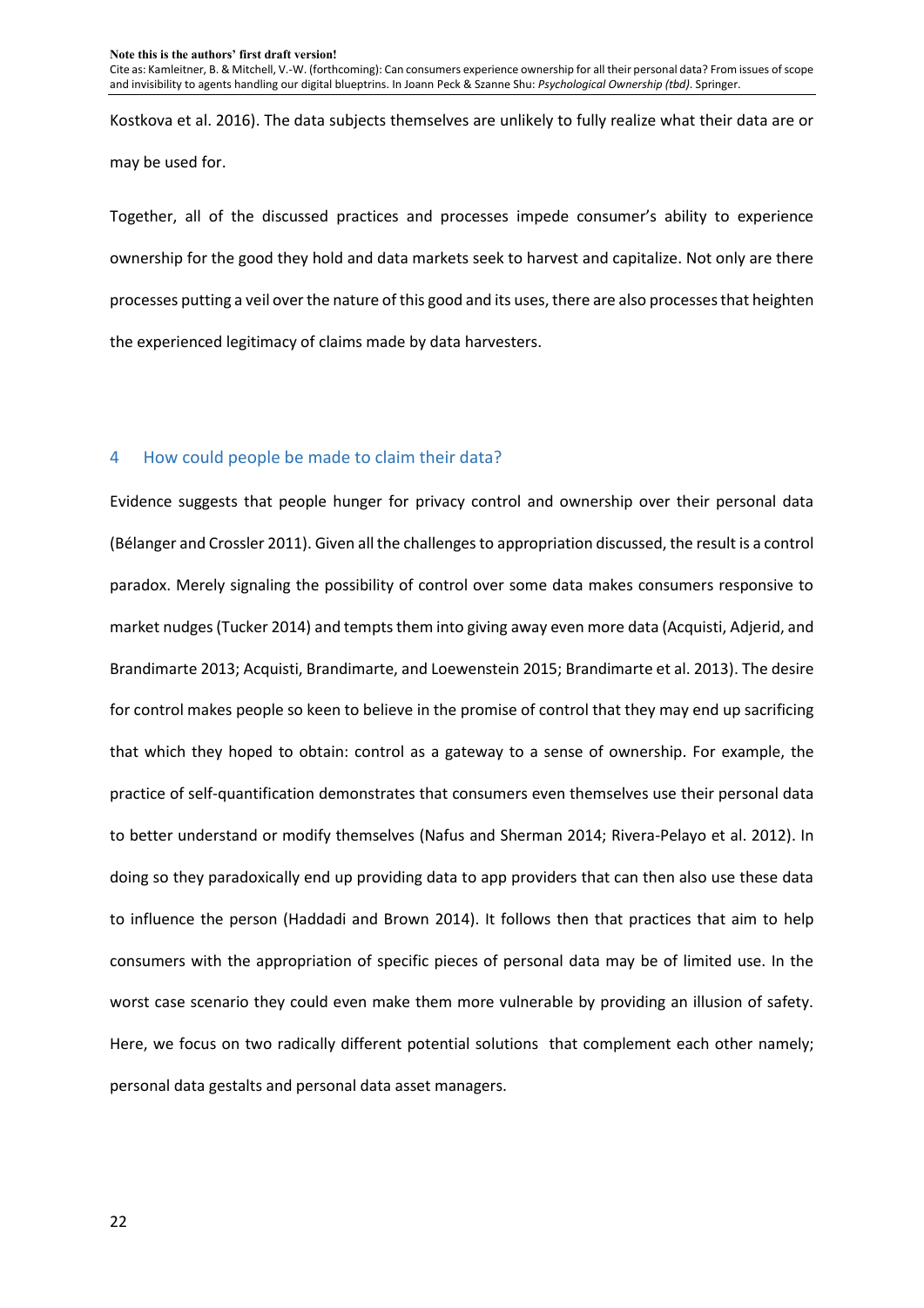Kostkova et al. 2016). The data subjects themselves are unlikely to fully realize what their data are or may be used for.

Together, all of the discussed practices and processes impede consumer's ability to experience ownership for the good they hold and data markets seek to harvest and capitalize. Not only are there processes putting a veil over the nature of this good and its uses, there are also processes that heighten the experienced legitimacy of claims made by data harvesters.

## 4 How could people be made to claim their data?

Evidence suggests that people hunger for privacy control and ownership over their personal data (Bélanger and Crossler 2011). Given all the challenges to appropriation discussed, the result is a control paradox. Merely signaling the possibility of control over some data makes consumers responsive to market nudges (Tucker 2014) and tempts them into giving away even more data (Acquisti, Adjerid, and Brandimarte 2013; Acquisti, Brandimarte, and Loewenstein 2015; Brandimarte et al. 2013). The desire for control makes people so keen to believe in the promise of control that they may end up sacrificing that which they hoped to obtain: control as a gateway to a sense of ownership. For example, the practice of self-quantification demonstrates that consumers even themselves use their personal data to better understand or modify themselves (Nafus and Sherman 2014; Rivera-Pelayo et al. 2012). In doing so they paradoxically end up providing data to app providers that can then also use these data to influence the person (Haddadi and Brown 2014). It follows then that practices that aim to help consumers with the appropriation of specific pieces of personal data may be of limited use. In the worst case scenario they could even make them more vulnerable by providing an illusion of safety. Here, we focus on two radically different potential solutions that complement each other namely; personal data gestalts and personal data asset managers.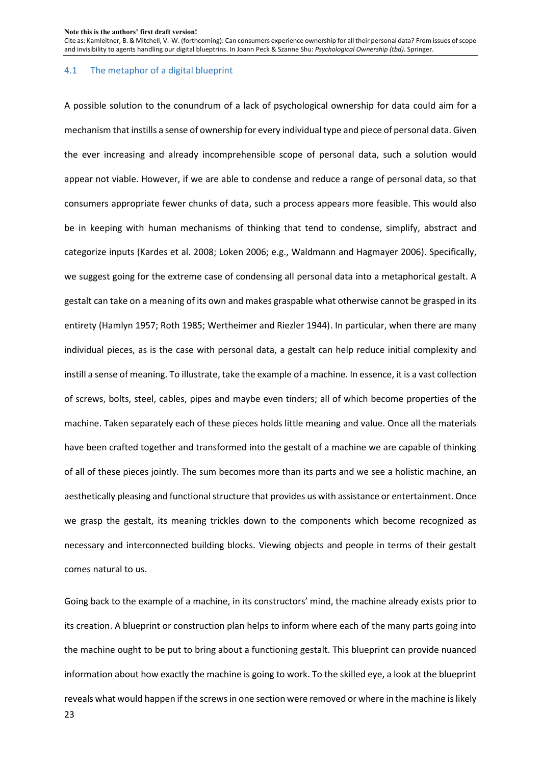## 4.1 The metaphor of a digital blueprint

A possible solution to the conundrum of a lack of psychological ownership for data could aim for a mechanism that instills a sense of ownership for every individual type and piece of personal data. Given the ever increasing and already incomprehensible scope of personal data, such a solution would appear not viable. However, if we are able to condense and reduce a range of personal data, so that consumers appropriate fewer chunks of data, such a process appears more feasible. This would also be in keeping with human mechanisms of thinking that tend to condense, simplify, abstract and categorize inputs (Kardes et al. 2008; Loken 2006; e.g., Waldmann and Hagmayer 2006). Specifically, we suggest going for the extreme case of condensing all personal data into a metaphorical gestalt. A gestalt can take on a meaning of its own and makes graspable what otherwise cannot be grasped in its entirety (Hamlyn 1957; Roth 1985; Wertheimer and Riezler 1944). In particular, when there are many individual pieces, as is the case with personal data, a gestalt can help reduce initial complexity and instill a sense of meaning. To illustrate, take the example of a machine. In essence, it is a vast collection of screws, bolts, steel, cables, pipes and maybe even tinders; all of which become properties of the machine. Taken separately each of these pieces holds little meaning and value. Once all the materials have been crafted together and transformed into the gestalt of a machine we are capable of thinking of all of these pieces jointly. The sum becomes more than its parts and we see a holistic machine, an aesthetically pleasing and functional structure that provides us with assistance or entertainment. Once we grasp the gestalt, its meaning trickles down to the components which become recognized as necessary and interconnected building blocks. Viewing objects and people in terms of their gestalt comes natural to us.

Going back to the example of a machine, in its constructors' mind, the machine already exists prior to its creation. A blueprint or construction plan helps to inform where each of the many parts going into the machine ought to be put to bring about a functioning gestalt. This blueprint can provide nuanced information about how exactly the machine is going to work. To the skilled eye, a look at the blueprint reveals what would happen if the screws in one section were removed or where in the machine is likely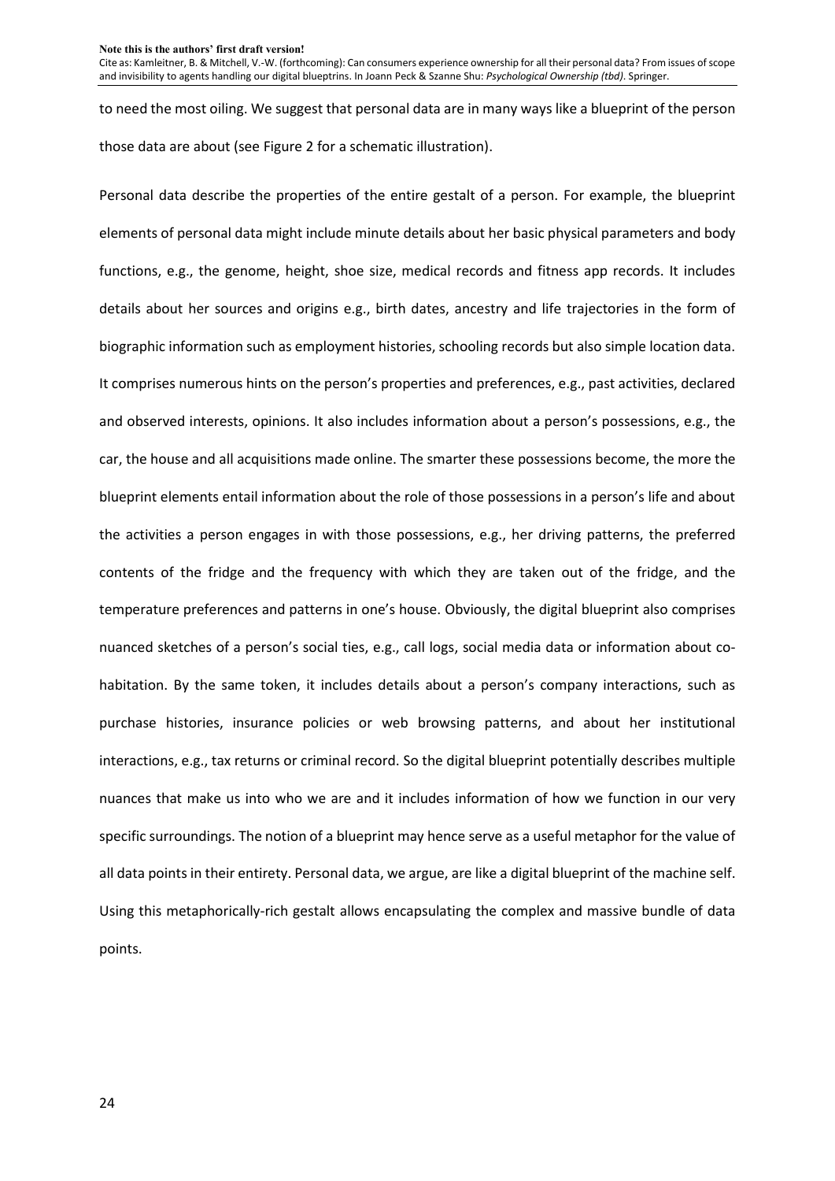to need the most oiling. We suggest that personal data are in many ways like a blueprint of the person those data are about (see Figure 2 for a schematic illustration).

Personal data describe the properties of the entire gestalt of a person. For example, the blueprint elements of personal data might include minute details about her basic physical parameters and body functions, e.g., the genome, height, shoe size, medical records and fitness app records. It includes details about her sources and origins e.g., birth dates, ancestry and life trajectories in the form of biographic information such as employment histories, schooling records but also simple location data. It comprises numerous hints on the person's properties and preferences, e.g., past activities, declared and observed interests, opinions. It also includes information about a person's possessions, e.g., the car, the house and all acquisitions made online. The smarter these possessions become, the more the blueprint elements entail information about the role of those possessions in a person's life and about the activities a person engages in with those possessions, e.g., her driving patterns, the preferred contents of the fridge and the frequency with which they are taken out of the fridge, and the temperature preferences and patterns in one's house. Obviously, the digital blueprint also comprises nuanced sketches of a person's social ties, e.g., call logs, social media data or information about co-habitation. By the same token, it includes details about a person's company interactions, such as purchase histories, insurance policies or web browsing patterns, and about her institutional interactions, e.g., tax returns or criminal record. So the digital blueprint potentially describes multiple nuances that make us into who we are and it includes information of how we function in our very specific surroundings. The notion of a blueprint may hence serve as a useful metaphor for the value of all data points in their entirety. Personal data, we argue, are like a digital blueprint of the machine self. Using this metaphorically-rich gestalt allows encapsulating the complex and massive bundle of data points.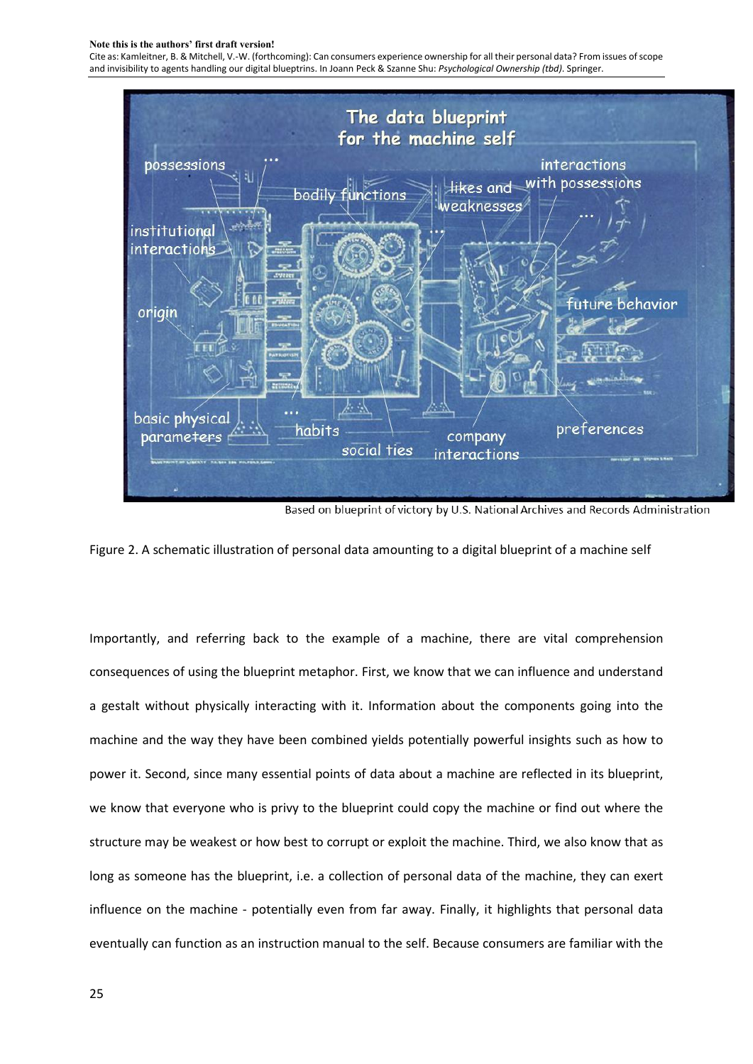Based on blueprint of victory by U.S. National Archives and Records Administration

Figure 2. A schematic illustration of personal data amounting to a digital blueprint of a machine self

Importantly, and referring back to the example of a machine, there are vital comprehension consequences of using the blueprint metaphor. First, we know that we can influence and understand a gestalt without physically interacting with it. Information about the components going into the machine and the way they have been combined yields potentially powerful insights such as how to power it. Second, since many essential points of data about a machine are reflected in its blueprint, we know that everyone who is privy to the blueprint could copy the machine or find out where the structure may be weakest or how best to corrupt or exploit the machine. Third, we also know that as long as someone has the blueprint, i.e. a collection of personal data of the machine, they can exert influence on the machine - potentially even from far away. Finally, it highlights that personal data eventually can function as an instruction manual to the self. Because consumers are familiar with the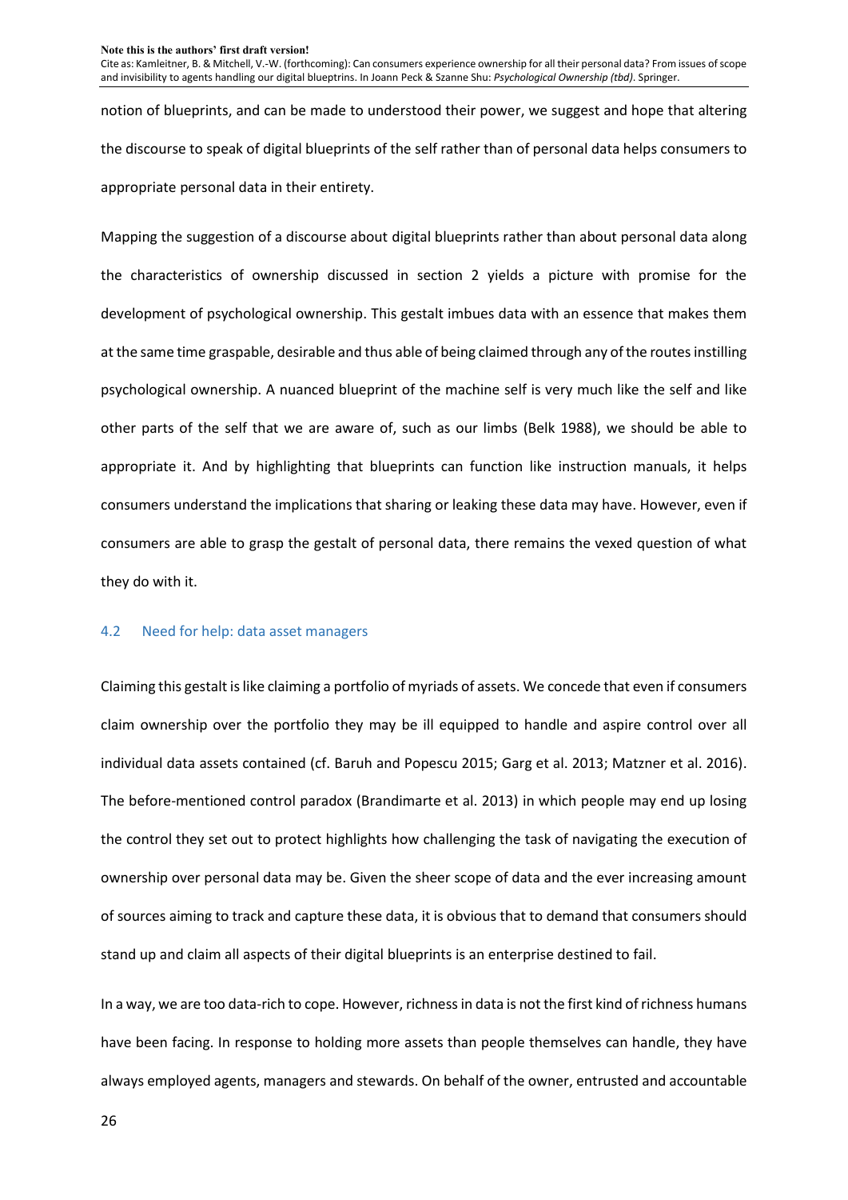notion of blueprints, and can be made to understood their power, we suggest and hope that altering the discourse to speak of digital blueprints of the self rather than of personal data helps consumers to appropriate personal data in their entirety.

Mapping the suggestion of a discourse about digital blueprints rather than about personal data along the characteristics of ownership discussed in section 2 yields a picture with promise for the development of psychological ownership. This gestalt imbues data with an essence that makes them at the same time graspable, desirable and thus able of being claimed through any of the routes instilling psychological ownership. A nuanced blueprint of the machine self is very much like the self and like other parts of the self that we are aware of, such as our limbs (Belk 1988), we should be able to appropriate it. And by highlighting that blueprints can function like instruction manuals, it helps consumers understand the implications that sharing or leaking these data may have. However, even if consumers are able to grasp the gestalt of personal data, there remains the vexed question of what they do with it.

### 4.2 Need for help: data asset managers

Claiming this gestalt is like claiming a portfolio of myriads of assets. We concede that even if consumers claim ownership over the portfolio they may be ill equipped to handle and aspire control over all individual data assets contained (cf. Baruh and Popescu 2015; Garg et al. 2013; Matzner et al. 2016). The before-mentioned control paradox (Brandimarte et al. 2013) in which people may end up losing the control they set out to protect highlights how challenging the task of navigating the execution of ownership over personal data may be. Given the sheer scope of data and the ever increasing amount of sources aiming to track and capture these data, it is obvious that to demand that consumers should stand up and claim all aspects of their digital blueprints is an enterprise destined to fail.

In a way, we are too data-rich to cope. However, richness in data is not the first kind of richness humans have been facing. In response to holding more assets than people themselves can handle, they have always employed agents, managers and stewards. On behalf of the owner, entrusted and accountable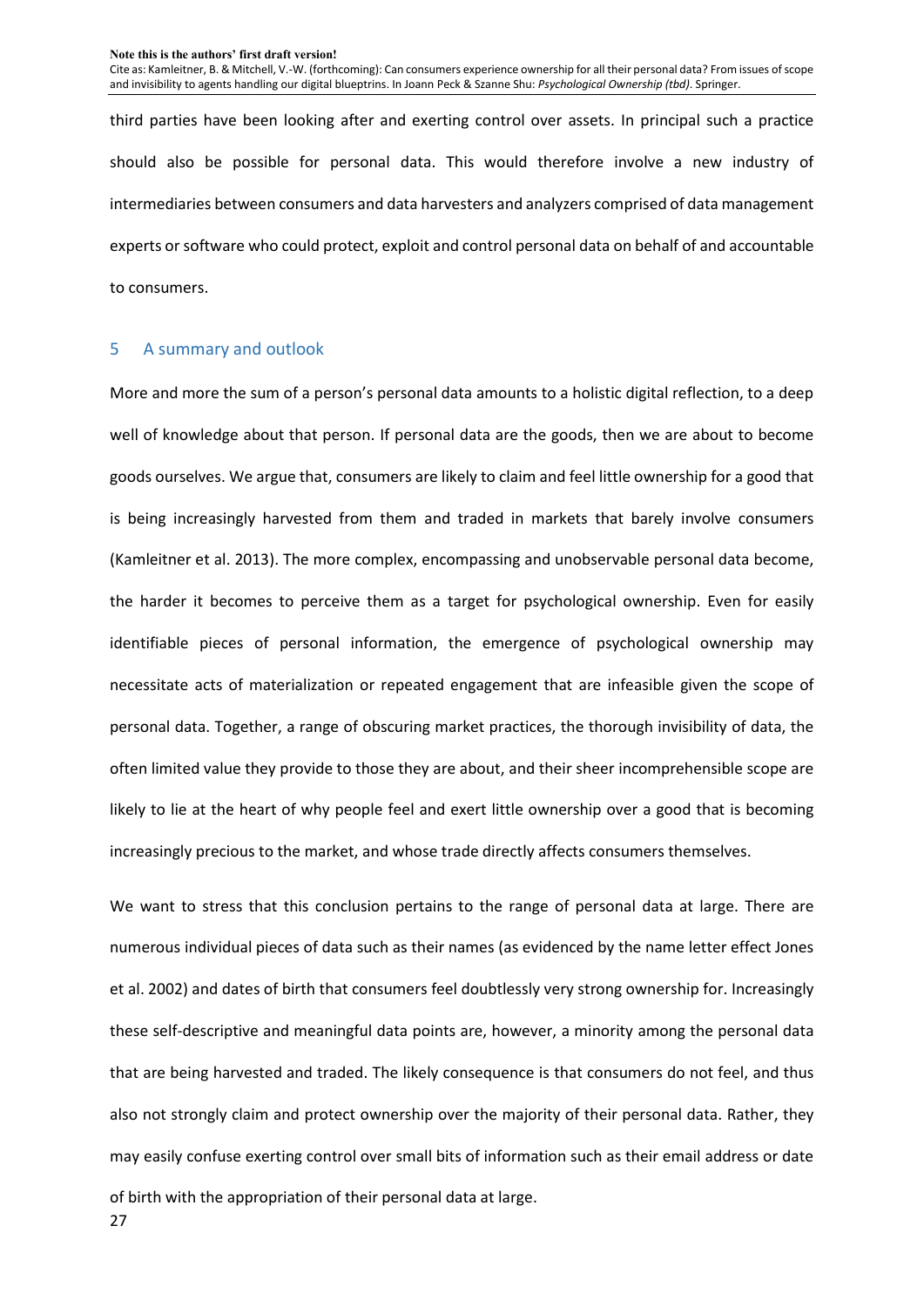third parties have been looking after and exerting control over assets. In principal such a practice should also be possible for personal data. This would therefore involve a new industry of intermediaries between consumers and data harvesters and analyzers comprised of data management experts or software who could protect, exploit and control personal data on behalf of and accountable to consumers.

## 5 A summary and outlook

More and more the sum of a person's personal data amounts to a holistic digital reflection, to a deep well of knowledge about that person. If personal data are the goods, then we are about to become goods ourselves. We argue that, consumers are likely to claim and feel little ownership for a good that is being increasingly harvested from them and traded in markets that barely involve consumers (Kamleitner et al. 2013). The more complex, encompassing and unobservable personal data become, the harder it becomes to perceive them as a target for psychological ownership. Even for easily identifiable pieces of personal information, the emergence of psychological ownership may necessitate acts of materialization or repeated engagement that are infeasible given the scope of personal data. Together, a range of obscuring market practices, the thorough invisibility of data, the often limited value they provide to those they are about, and their sheer incomprehensible scope are likely to lie at the heart of why people feel and exert little ownership over a good that is becoming increasingly precious to the market, and whose trade directly affects consumers themselves.

We want to stress that this conclusion pertains to the range of personal data at large. There are numerous individual pieces of data such as their names (as evidenced by the name letter effect Jones et al. 2002) and dates of birth that consumers feel doubtlessly very strong ownership for. Increasingly these self-descriptive and meaningful data points are, however, a minority among the personal data that are being harvested and traded. The likely consequence is that consumers do not feel, and thus also not strongly claim and protect ownership over the majority of their personal data. Rather, they may easily confuse exerting control over small bits of information such as their email address or date of birth with the appropriation of their personal data at large.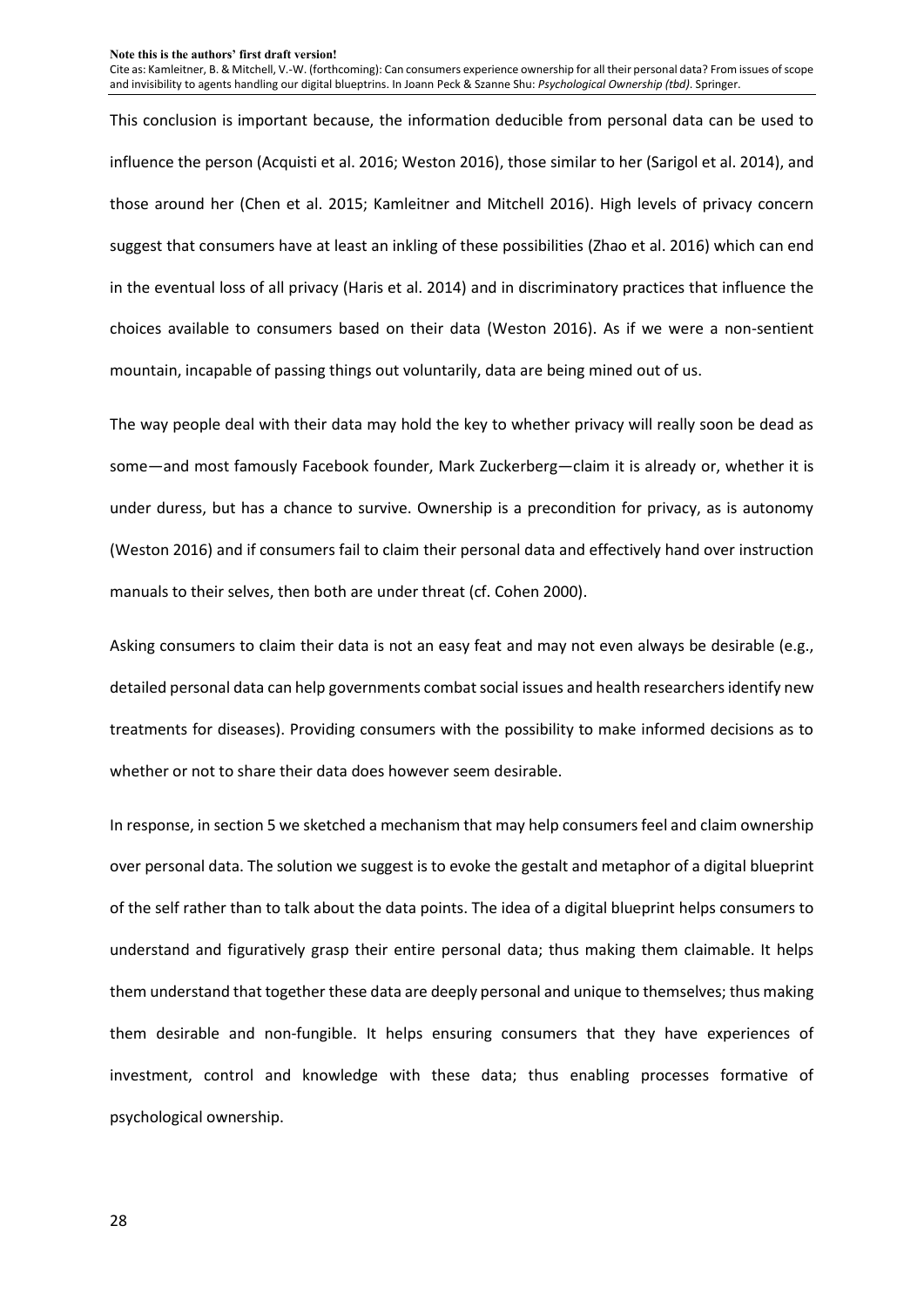This conclusion is important because, the information deducible from personal data can be used to influence the person (Acquisti et al. 2016; Weston 2016), those similar to her (Sarigol et al. 2014), and those around her (Chen et al. 2015; Kamleitner and Mitchell 2016). High levels of privacy concern suggest that consumers have at least an inkling of these possibilities (Zhao et al. 2016) which can end in the eventual loss of all privacy (Haris et al. 2014) and in discriminatory practices that influence the choices available to consumers based on their data (Weston 2016). As if we were a non-sentient mountain, incapable of passing things out voluntarily, data are being mined out of us.

The way people deal with their data may hold the key to whether privacy will really soon be dead as some—and most famously Facebook founder, Mark Zuckerberg—claim it is already or, whether it is under duress, but has a chance to survive. Ownership is a precondition for privacy, as is autonomy (Weston 2016) and if consumers fail to claim their personal data and effectively hand over instruction manuals to their selves, then both are under threat (cf. Cohen 2000).

Asking consumers to claim their data is not an easy feat and may not even always be desirable (e.g., detailed personal data can help governments combat social issues and health researchers identify new treatments for diseases). Providing consumers with the possibility to make informed decisions as to whether or not to share their data does however seem desirable.

In response, in section 5 we sketched a mechanism that may help consumers feel and claim ownership over personal data. The solution we suggest is to evoke the gestalt and metaphor of a digital blueprint of the self rather than to talk about the data points. The idea of a digital blueprint helps consumers to understand and figuratively grasp their entire personal data; thus making them claimable. It helps them understand that together these data are deeply personal and unique to themselves; thus making them desirable and non-fungible. It helps ensuring consumers that they have experiences of investment, control and knowledge with these data; thus enabling processes formative of psychological ownership.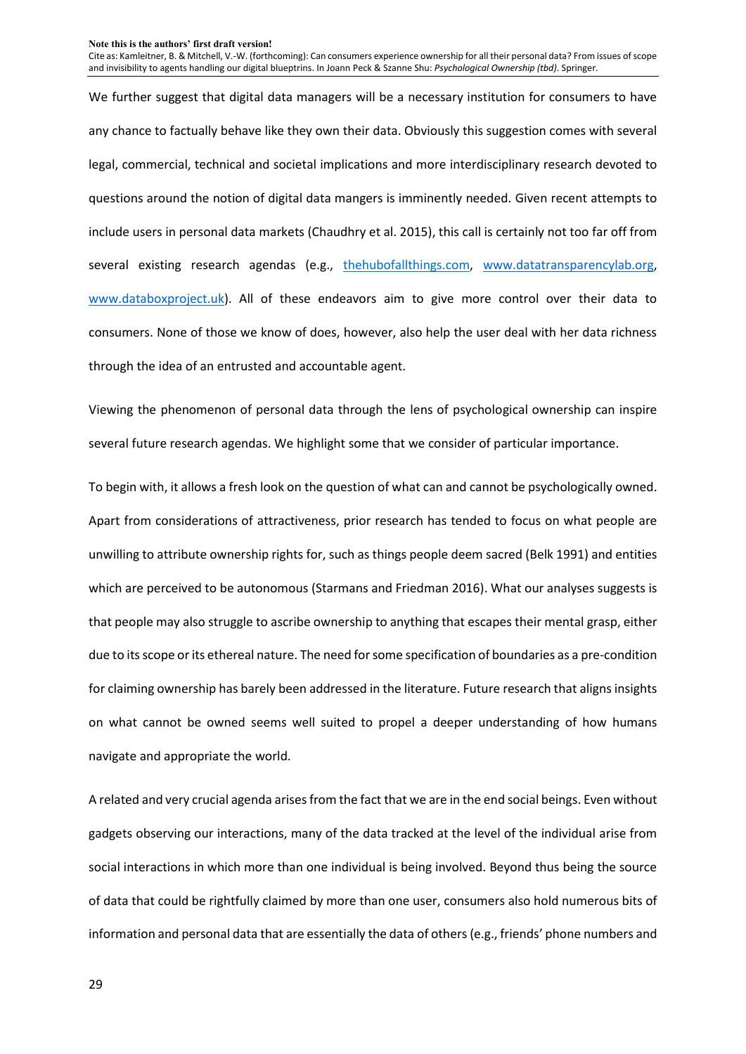We further suggest that digital data managers will be a necessary institution for consumers to have any chance to factually behave like they own their data. Obviously this suggestion comes with several legal, commercial, technical and societal implications and more interdisciplinary research devoted to questions around the notion of digital data mangers is imminently needed. Given recent attempts to include users in personal data markets (Chaudhry et al. 2015), this call is certainly not too far off from several existing research agendas (e.g., thehubofallthings.com, www.datatransparencylab.org, www.databoxproject.uk). All of these endeavors aim to give more control over their data to consumers. None of those we know of does, however, also help the user deal with her data richness through the idea of an entrusted and accountable agent.

Viewing the phenomenon of personal data through the lens of psychological ownership can inspire several future research agendas. We highlight some that we consider of particular importance.

To begin with, it allows a fresh look on the question of what can and cannot be psychologically owned. Apart from considerations of attractiveness, prior research has tended to focus on what people are unwilling to attribute ownership rights for, such as things people deem sacred (Belk 1991) and entities which are perceived to be autonomous (Starmans and Friedman 2016). What our analyses suggests is that people may also struggle to ascribe ownership to anything that escapes their mental grasp, either due to its scope or its ethereal nature. The need for some specification of boundaries as a pre-condition for claiming ownership has barely been addressed in the literature. Future research that aligns insights on what cannot be owned seems well suited to propel a deeper understanding of how humans navigate and appropriate the world.

A related and very crucial agenda arises from the fact that we are in the end social beings. Even without gadgets observing our interactions, many of the data tracked at the level of the individual arise from social interactions in which more than one individual is being involved. Beyond thus being the source of data that could be rightfully claimed by more than one user, consumers also hold numerous bits of information and personal data that are essentially the data of others (e.g., friends' phone numbers and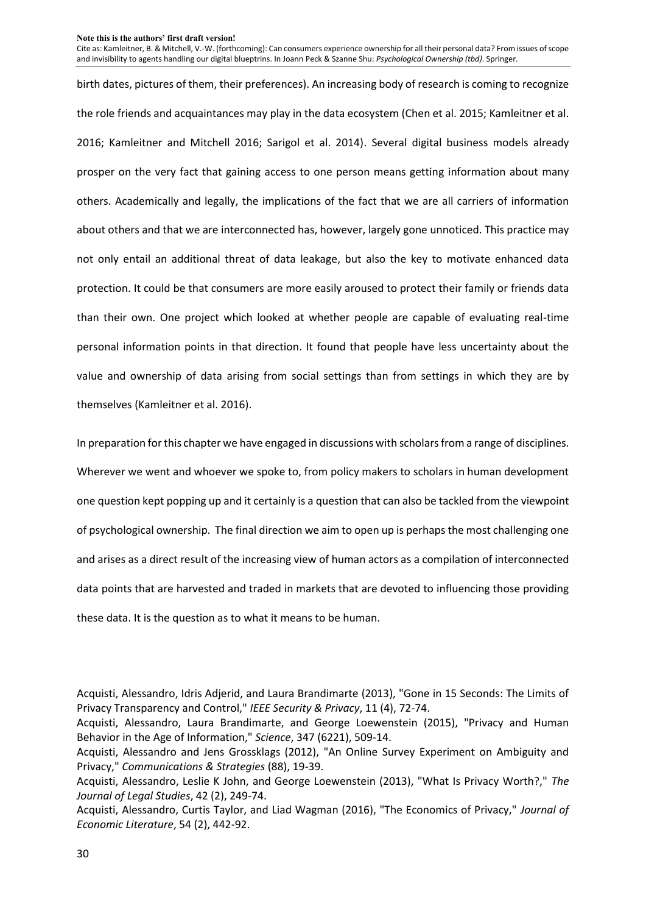birth dates, pictures of them, their preferences). An increasing body of research is coming to recognize the role friends and acquaintances may play in the data ecosystem (Chen et al. 2015; Kamleitner et al. 2016; Kamleitner and Mitchell 2016; Sarigol et al. 2014). Several digital business models already prosper on the very fact that gaining access to one person means getting information about many others. Academically and legally, the implications of the fact that we are all carriers of information about others and that we are interconnected has, however, largely gone unnoticed. This practice may not only entail an additional threat of data leakage, but also the key to motivate enhanced data protection. It could be that consumers are more easily aroused to protect their family or friends data than their own. One project which looked at whether people are capable of evaluating real-time personal information points in that direction. It found that people have less uncertainty about the value and ownership of data arising from social settings than from settings in which they are by themselves (Kamleitner et al. 2016).

In preparation for this chapter we have engaged in discussions with scholars from a range of disciplines. Wherever we went and whoever we spoke to, from policy makers to scholars in human development one question kept popping up and it certainly is a question that can also be tackled from the viewpoint of psychological ownership. The final direction we aim to open up is perhaps the most challenging one and arises as a direct result of the increasing view of human actors as a compilation of interconnected data points that are harvested and traded in markets that are devoted to influencing those providing these data. It is the question as to what it means to be human.

Acquisti, Alessandro, Idris Adjerid, and Laura Brandimarte (2013), "Gone in 15 Seconds: The Limits of Privacy Transparency and Control," *IEEE Security & Privacy*, 11 (4), 72-74.

Acquisti, Alessandro, Laura Brandimarte, and George Loewenstein (2015), "Privacy and Human Behavior in the Age of Information," *Science*, 347 (6221), 509-14.

Acquisti, Alessandro and Jens Grossklags (2012), "An Online Survey Experiment on Ambiguity and Privacy," *Communications & Strategies* (88), 19-39.

Acquisti, Alessandro, Leslie K John, and George Loewenstein (2013), "What Is Privacy Worth?," *The Journal of Legal Studies*, 42 (2), 249-74.

Acquisti, Alessandro, Curtis Taylor, and Liad Wagman (2016), "The Economics of Privacy," *Journal of Economic Literature*, 54 (2), 442-92.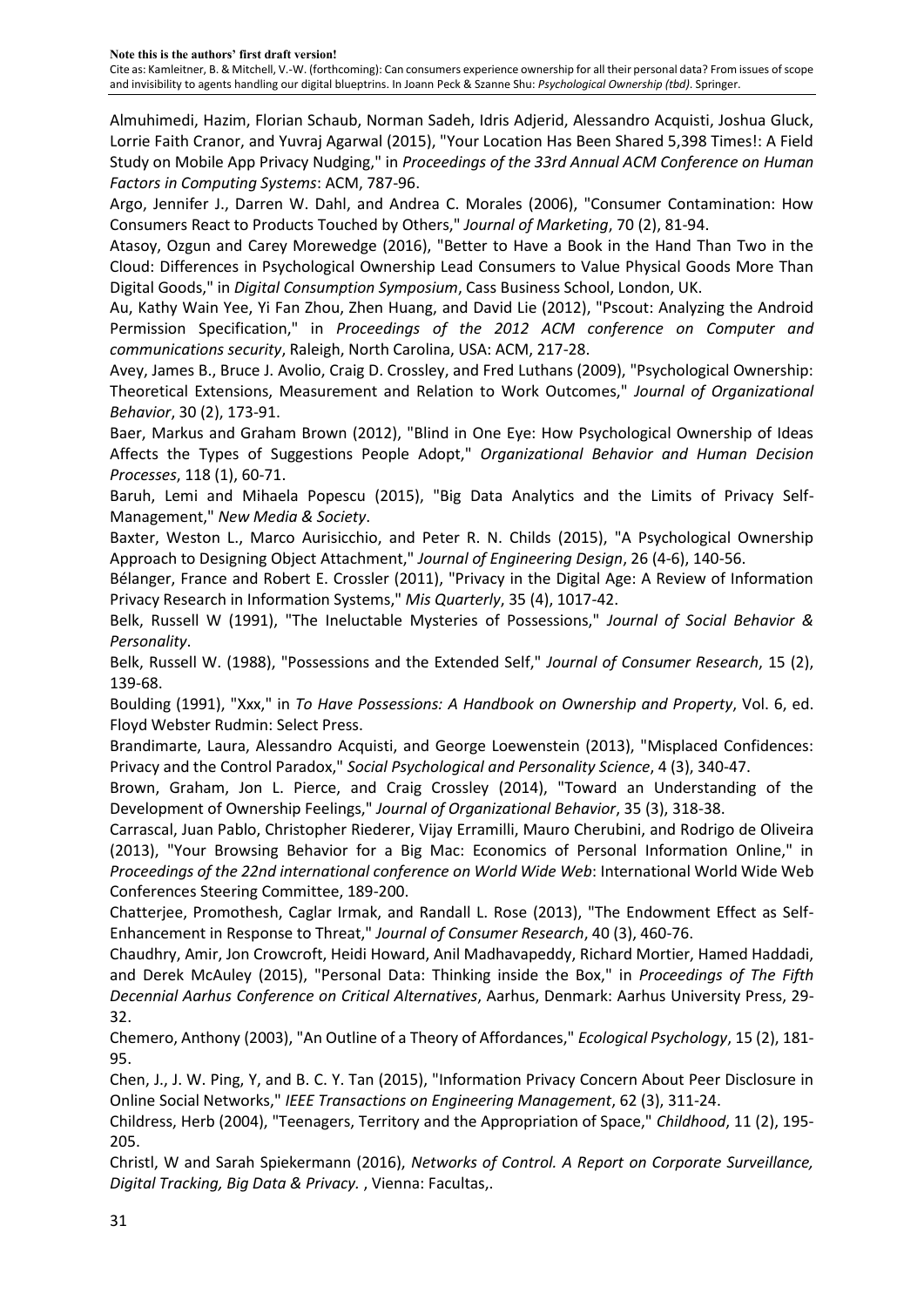Almuhimedi, Hazim, Florian Schaub, Norman Sadeh, Idris Adjerid, Alessandro Acquisti, Joshua Gluck, Lorrie Faith Cranor, and Yuvraj Agarwal (2015), "Your Location Has Been Shared 5,398 Times!: A Field Study on Mobile App Privacy Nudging," in *Proceedings of the 33rd Annual ACM Conference on Human Factors in Computing Systems*: ACM, 787-96.

Argo, Jennifer J., Darren W. Dahl, and Andrea C. Morales (2006), "Consumer Contamination: How Consumers React to Products Touched by Others," *Journal of Marketing*, 70 (2), 81-94.

Atasoy, Ozgun and Carey Morewedge (2016), "Better to Have a Book in the Hand Than Two in the Cloud: Differences in Psychological Ownership Lead Consumers to Value Physical Goods More Than Digital Goods," in *Digital Consumption Symposium*, Cass Business School, London, UK.

Au, Kathy Wain Yee, Yi Fan Zhou, Zhen Huang, and David Lie (2012), "Pscout: Analyzing the Android Permission Specification," in *Proceedings of the 2012 ACM conference on Computer and communications security*, Raleigh, North Carolina, USA: ACM, 217-28.

Avey, James B., Bruce J. Avolio, Craig D. Crossley, and Fred Luthans (2009), "Psychological Ownership: Theoretical Extensions, Measurement and Relation to Work Outcomes," *Journal of Organizational Behavior*, 30 (2), 173-91.

Baer, Markus and Graham Brown (2012), "Blind in One Eye: How Psychological Ownership of Ideas Affects the Types of Suggestions People Adopt," *Organizational Behavior and Human Decision Processes*, 118 (1), 60-71.

Baruh, Lemi and Mihaela Popescu (2015), "Big Data Analytics and the Limits of Privacy Self-Management," *New Media & Society*.

Baxter, Weston L., Marco Aurisicchio, and Peter R. N. Childs (2015), "A Psychological Ownership Approach to Designing Object Attachment," *Journal of Engineering Design*, 26 (4-6), 140-56.

Bélanger, France and Robert E. Crossler (2011), "Privacy in the Digital Age: A Review of Information Privacy Research in Information Systems," *Mis Quarterly*, 35 (4), 1017-42.

Belk, Russell W (1991), "The Ineluctable Mysteries of Possessions," *Journal of Social Behavior & Personality*.

Belk, Russell W. (1988), "Possessions and the Extended Self," *Journal of Consumer Research*, 15 (2), 139-68.

Boulding (1991), "Xxx," in *To Have Possessions: A Handbook on Ownership and Property*, Vol. 6, ed. Floyd Webster Rudmin: Select Press.

Brandimarte, Laura, Alessandro Acquisti, and George Loewenstein (2013), "Misplaced Confidences: Privacy and the Control Paradox," *Social Psychological and Personality Science*, 4 (3), 340-47.

Brown, Graham, Jon L. Pierce, and Craig Crossley (2014), "Toward an Understanding of the Development of Ownership Feelings," *Journal of Organizational Behavior*, 35 (3), 318-38.

Carrascal, Juan Pablo, Christopher Riederer, Vijay Erramilli, Mauro Cherubini, and Rodrigo de Oliveira (2013), "Your Browsing Behavior for a Big Mac: Economics of Personal Information Online," in *Proceedings of the 22nd international conference on World Wide Web*: International World Wide Web Conferences Steering Committee, 189-200.

Chatterjee, Promothesh, Caglar Irmak, and Randall L. Rose (2013), "The Endowment Effect as Self-Enhancement in Response to Threat," *Journal of Consumer Research*, 40 (3), 460-76.

Chaudhry, Amir, Jon Crowcroft, Heidi Howard, Anil Madhavapeddy, Richard Mortier, Hamed Haddadi, and Derek McAuley (2015), "Personal Data: Thinking inside the Box," in *Proceedings of The Fifth Decennial Aarhus Conference on Critical Alternatives*, Aarhus, Denmark: Aarhus University Press, 29-32.

Chemero, Anthony (2003), "An Outline of a Theory of Affordances," *Ecological Psychology*, 15 (2), 181-95.

Chen, J., J. W. Ping, Y, and B. C. Y. Tan (2015), "Information Privacy Concern About Peer Disclosure in Online Social Networks," *IEEE Transactions on Engineering Management*, 62 (3), 311-24.

Childress, Herb (2004), "Teenagers, Territory and the Appropriation of Space," *Childhood*, 11 (2), 195-205.

Christl, W and Sarah Spiekermann (2016), *Networks of Control. A Report on Corporate Surveillance, Digital Tracking, Big Data & Privacy.* , Vienna: Facultas,.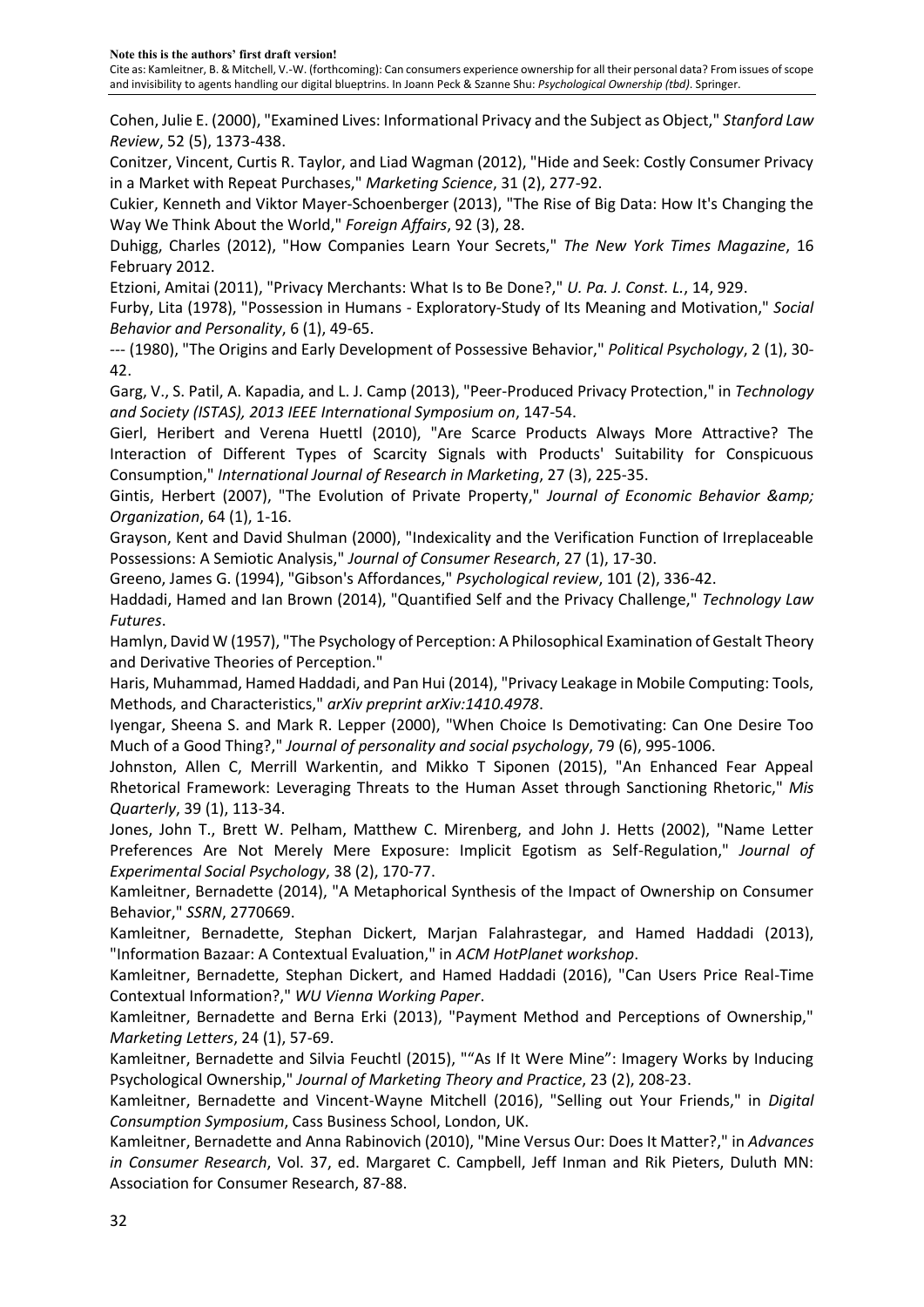Cohen, Julie E. (2000), "Examined Lives: Informational Privacy and the Subject as Object," *Stanford Law Review*, 52 (5), 1373-438.

Conitzer, Vincent, Curtis R. Taylor, and Liad Wagman (2012), "Hide and Seek: Costly Consumer Privacy in a Market with Repeat Purchases," *Marketing Science*, 31 (2), 277-92.

Cukier, Kenneth and Viktor Mayer-Schoenberger (2013), "The Rise of Big Data: How It's Changing the Way We Think About the World," *Foreign Affairs*, 92 (3), 28.

Duhigg, Charles (2012), "How Companies Learn Your Secrets," *The New York Times Magazine*, 16 February 2012.

Etzioni, Amitai (2011), "Privacy Merchants: What Is to Be Done?," *U. Pa. J. Const. L.*, 14, 929.

Furby, Lita (1978), "Possession in Humans - Exploratory-Study of Its Meaning and Motivation," *Social Behavior and Personality*, 6 (1), 49-65.

--- (1980), "The Origins and Early Development of Possessive Behavior," *Political Psychology*, 2 (1), 30-42.

Garg, V., S. Patil, A. Kapadia, and L. J. Camp (2013), "Peer-Produced Privacy Protection," in *Technology and Society (ISTAS), 2013 IEEE International Symposium on*, 147-54.

Gierl, Heribert and Verena Huettl (2010), "Are Scarce Products Always More Attractive? The Interaction of Different Types of Scarcity Signals with Products' Suitability for Conspicuous Consumption," *International Journal of Research in Marketing*, 27 (3), 225-35.

Gintis, Herbert (2007), "The Evolution of Private Property," *Journal of Economic Behavior &amp; Organization*, 64 (1), 1-16.

Grayson, Kent and David Shulman (2000), "Indexicality and the Verification Function of Irreplaceable Possessions: A Semiotic Analysis," *Journal of Consumer Research*, 27 (1), 17-30.

Greeno, James G. (1994), "Gibson's Affordances," *Psychological review*, 101 (2), 336-42.

Haddadi, Hamed and Ian Brown (2014), "Quantified Self and the Privacy Challenge," *Technology Law Futures*.

Hamlyn, David W (1957), "The Psychology of Perception: A Philosophical Examination of Gestalt Theory and Derivative Theories of Perception."

Haris, Muhammad, Hamed Haddadi, and Pan Hui (2014), "Privacy Leakage in Mobile Computing: Tools, Methods, and Characteristics," *arXiv preprint arXiv:1410.4978*.

Iyengar, Sheena S. and Mark R. Lepper (2000), "When Choice Is Demotivating: Can One Desire Too Much of a Good Thing?," *Journal of personality and social psychology*, 79 (6), 995-1006.

Johnston, Allen C, Merrill Warkentin, and Mikko T Siponen (2015), "An Enhanced Fear Appeal Rhetorical Framework: Leveraging Threats to the Human Asset through Sanctioning Rhetoric," *Mis Quarterly*, 39 (1), 113-34.

Jones, John T., Brett W. Pelham, Matthew C. Mirenberg, and John J. Hetts (2002), "Name Letter Preferences Are Not Merely Mere Exposure: Implicit Egotism as Self-Regulation," *Journal of Experimental Social Psychology*, 38 (2), 170-77.

Kamleitner, Bernadette (2014), "A Metaphorical Synthesis of the Impact of Ownership on Consumer Behavior," *SSRN*, 2770669.

Kamleitner, Bernadette, Stephan Dickert, Marjan Falahrastegar, and Hamed Haddadi (2013), "Information Bazaar: A Contextual Evaluation," in *ACM HotPlanet workshop*.

Kamleitner, Bernadette, Stephan Dickert, and Hamed Haddadi (2016), "Can Users Price Real-Time Contextual Information?," *WU Vienna Working Paper*.

Kamleitner, Bernadette and Berna Erki (2013), "Payment Method and Perceptions of Ownership," *Marketing Letters*, 24 (1), 57-69.

Kamleitner, Bernadette and Silvia Feuchtl (2015), "“As If It Were Mine”: Imagery Works by Inducing Psychological Ownership," *Journal of Marketing Theory and Practice*, 23 (2), 208-23.

Kamleitner, Bernadette and Vincent-Wayne Mitchell (2016), "Selling out Your Friends," in *Digital Consumption Symposium*, Cass Business School, London, UK.

Kamleitner, Bernadette and Anna Rabinovich (2010), "Mine Versus Our: Does It Matter?," in *Advances in Consumer Research*, Vol. 37, ed. Margaret C. Campbell, Jeff Inman and Rik Pieters, Duluth MN: Association for Consumer Research, 87-88.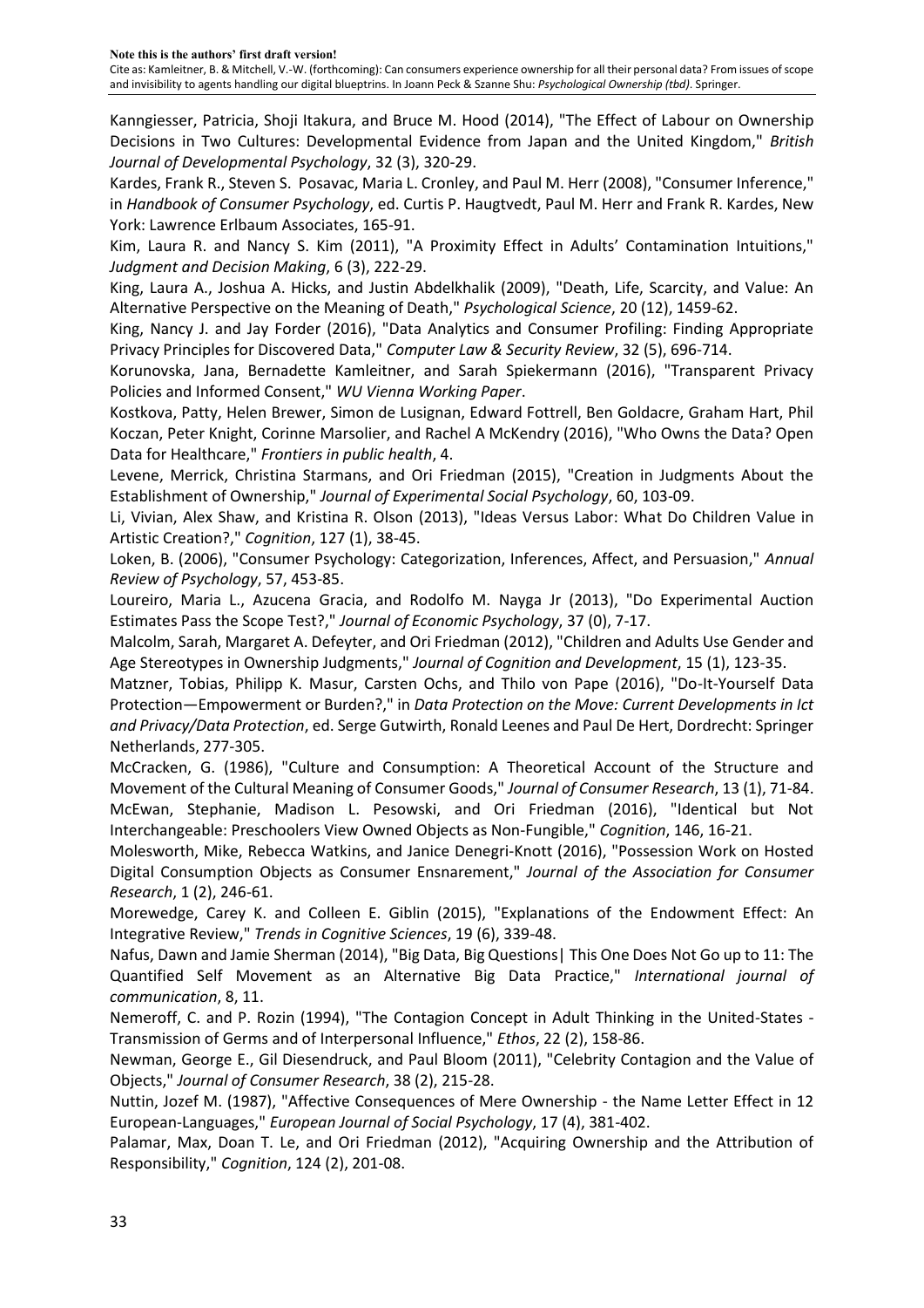Kanngiesser, Patricia, Shoji Itakura, and Bruce M. Hood (2014), "The Effect of Labour on Ownership Decisions in Two Cultures: Developmental Evidence from Japan and the United Kingdom," *British Journal of Developmental Psychology*, 32 (3), 320-29.

Kardes, Frank R., Steven S. Posavac, Maria L. Cronley, and Paul M. Herr (2008), "Consumer Inference," in *Handbook of Consumer Psychology*, ed. Curtis P. Haugtvedt, Paul M. Herr and Frank R. Kardes, New York: Lawrence Erlbaum Associates, 165-91.

Kim, Laura R. and Nancy S. Kim (2011), "A Proximity Effect in Adults' Contamination Intuitions," *Judgment and Decision Making*, 6 (3), 222-29.

King, Laura A., Joshua A. Hicks, and Justin Abdelkhalik (2009), "Death, Life, Scarcity, and Value: An Alternative Perspective on the Meaning of Death," *Psychological Science*, 20 (12), 1459-62.

King, Nancy J. and Jay Forder (2016), "Data Analytics and Consumer Profiling: Finding Appropriate Privacy Principles for Discovered Data," *Computer Law & Security Review*, 32 (5), 696-714.

Korunovska, Jana, Bernadette Kamleitner, and Sarah Spiekermann (2016), "Transparent Privacy Policies and Informed Consent," *WU Vienna Working Paper*.

Kostkova, Patty, Helen Brewer, Simon de Lusignan, Edward Fottrell, Ben Goldacre, Graham Hart, Phil Koczan, Peter Knight, Corinne Marsolier, and Rachel A McKendry (2016), "Who Owns the Data? Open Data for Healthcare," *Frontiers in public health*, 4.

Levene, Merrick, Christina Starmans, and Ori Friedman (2015), "Creation in Judgments About the Establishment of Ownership," *Journal of Experimental Social Psychology*, 60, 103-09.

Li, Vivian, Alex Shaw, and Kristina R. Olson (2013), "Ideas Versus Labor: What Do Children Value in Artistic Creation?," *Cognition*, 127 (1), 38-45.

Loken, B. (2006), "Consumer Psychology: Categorization, Inferences, Affect, and Persuasion," *Annual Review of Psychology*, 57, 453-85.

Loureiro, Maria L., Azucena Gracia, and Rodolfo M. Nayga Jr (2013), "Do Experimental Auction Estimates Pass the Scope Test?," *Journal of Economic Psychology*, 37 (0), 7-17.

Malcolm, Sarah, Margaret A. Defeyter, and Ori Friedman (2012), "Children and Adults Use Gender and Age Stereotypes in Ownership Judgments," *Journal of Cognition and Development*, 15 (1), 123-35.

Matzner, Tobias, Philipp K. Masur, Carsten Ochs, and Thilo von Pape (2016), "Do-It-Yourself Data Protection—Empowerment or Burden?," in *Data Protection on the Move: Current Developments in Ict and Privacy/Data Protection*, ed. Serge Gutwirth, Ronald Leenes and Paul De Hert, Dordrecht: Springer Netherlands, 277-305.

McCracken, G. (1986), "Culture and Consumption: A Theoretical Account of the Structure and Movement of the Cultural Meaning of Consumer Goods," *Journal of Consumer Research*, 13 (1), 71-84.

McEwan, Stephanie, Madison L. Pesowski, and Ori Friedman (2016), "Identical but Not Interchangeable: Preschoolers View Owned Objects as Non-Fungible," *Cognition*, 146, 16-21.

Molesworth, Mike, Rebecca Watkins, and Janice Denegri-Knott (2016), "Possession Work on Hosted Digital Consumption Objects as Consumer Ensnarement," *Journal of the Association for Consumer Research*, 1 (2), 246-61.

Morewedge, Carey K. and Colleen E. Giblin (2015), "Explanations of the Endowment Effect: An Integrative Review," *Trends in Cognitive Sciences*, 19 (6), 339-48.

Nafus, Dawn and Jamie Sherman (2014), "Big Data, Big Questions| This One Does Not Go up to 11: The Quantified Self Movement as an Alternative Big Data Practice," *International journal of communication*, 8, 11.

Nemeroff, C. and P. Rozin (1994), "The Contagion Concept in Adult Thinking in the United-States - Transmission of Germs and of Interpersonal Influence," *Ethos*, 22 (2), 158-86.

Newman, George E., Gil Diesendruck, and Paul Bloom (2011), "Celebrity Contagion and the Value of Objects," *Journal of Consumer Research*, 38 (2), 215-28.

Nuttin, Jozef M. (1987), "Affective Consequences of Mere Ownership - the Name Letter Effect in 12 European-Languages," *European Journal of Social Psychology*, 17 (4), 381-402.

Palamar, Max, Doan T. Le, and Ori Friedman (2012), "Acquiring Ownership and the Attribution of Responsibility," *Cognition*, 124 (2), 201-08.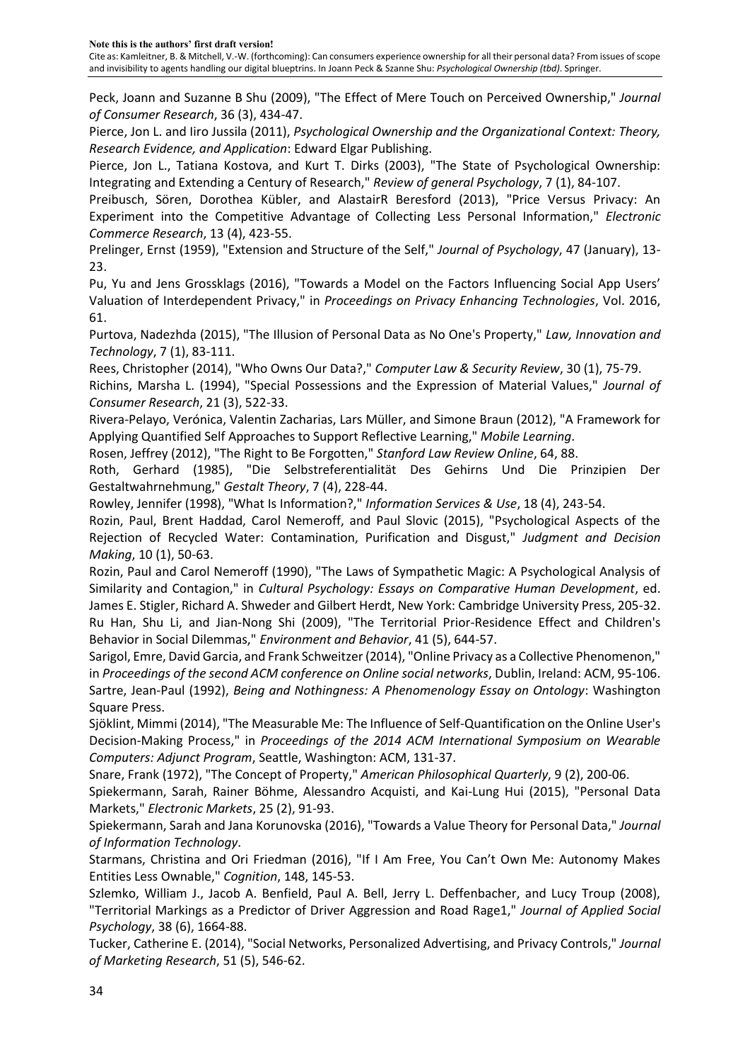Peck, Joann and Suzanne B Shu (2009), "The Effect of Mere Touch on Perceived Ownership," *Journal of Consumer Research*, 36 (3), 434-47.

Pierce, Jon L. and Iiro Jussila (2011), *Psychological Ownership and the Organizational Context: Theory, Research Evidence, and Application*: Edward Elgar Publishing.

Pierce, Jon L., Tatiana Kostova, and Kurt T. Dirks (2003), "The State of Psychological Ownership: Integrating and Extending a Century of Research," *Review of general Psychology*, 7 (1), 84-107.

Preibusch, Sören, Dorothea Kübler, and AlastairR Beresford (2013), "Price Versus Privacy: An Experiment into the Competitive Advantage of Collecting Less Personal Information," *Electronic Commerce Research*, 13 (4), 423-55.

Prelinger, Ernst (1959), "Extension and Structure of the Self," *Journal of Psychology*, 47 (January), 13-23.

Pu, Yu and Jens Grossklags (2016), "Towards a Model on the Factors Influencing Social App Users' Valuation of Interdependent Privacy," in *Proceedings on Privacy Enhancing Technologies*, Vol. 2016, 61.

Purtova, Nadezhda (2015), "The Illusion of Personal Data as No One's Property," *Law, Innovation and Technology*, 7 (1), 83-111.

Rees, Christopher (2014), "Who Owns Our Data?," *Computer Law & Security Review*, 30 (1), 75-79.

Richins, Marsha L. (1994), "Special Possessions and the Expression of Material Values," *Journal of Consumer Research*, 21 (3), 522-33.

Rivera-Pelayo, Verónica, Valentin Zacharias, Lars Müller, and Simone Braun (2012), "A Framework for Applying Quantified Self Approaches to Support Reflective Learning," *Mobile Learning*.

Rosen, Jeffrey (2012), "The Right to Be Forgotten," *Stanford Law Review Online*, 64, 88.

Roth, Gerhard (1985), "Die Selbstreferentialität Des Gehirns Und Die Prinzipien Der Gestaltwahrnehmung," *Gestalt Theory*, 7 (4), 228-44.

Rowley, Jennifer (1998), "What Is Information?," *Information Services & Use*, 18 (4), 243-54.

Rozin, Paul, Brent Haddad, Carol Nemeroff, and Paul Slovic (2015), "Psychological Aspects of the Rejection of Recycled Water: Contamination, Purification and Disgust," *Judgment and Decision Making*, 10 (1), 50-63.

Rozin, Paul and Carol Nemeroff (1990), "The Laws of Sympathetic Magic: A Psychological Analysis of Similarity and Contagion," in *Cultural Psychology: Essays on Comparative Human Development*, ed. James E. Stigler, Richard A. Shweder and Gilbert Herdt, New York: Cambridge University Press, 205-32.

Ru Han, Shu Li, and Jian-Nong Shi (2009), "The Territorial Prior-Residence Effect and Children's Behavior in Social Dilemmas," *Environment and Behavior*, 41 (5), 644-57.

Sarigol, Emre, David Garcia, and Frank Schweitzer (2014), "Online Privacy as a Collective Phenomenon," in *Proceedings of the second ACM conference on Online social networks*, Dublin, Ireland: ACM, 95-106.

Sartre, Jean-Paul (1992), *Being and Nothingness: A Phenomenology Essay on Ontology*: Washington Square Press.

Sjöklint, Mimmi (2014), "The Measurable Me: The Influence of Self-Quantification on the Online User's Decision-Making Process," in *Proceedings of the 2014 ACM International Symposium on Wearable Computers: Adjunct Program*, Seattle, Washington: ACM, 131-37.

Snare, Frank (1972), "The Concept of Property," *American Philosophical Quarterly*, 9 (2), 200-06.

Spiekermann, Sarah, Rainer Böhme, Alessandro Acquisti, and Kai-Lung Hui (2015), "Personal Data Markets," *Electronic Markets*, 25 (2), 91-93.

Spiekermann, Sarah and Jana Korunovska (2016), "Towards a Value Theory for Personal Data," *Journal of Information Technology*.

Starmans, Christina and Ori Friedman (2016), "If I Am Free, You Can't Own Me: Autonomy Makes Entities Less Ownable," *Cognition*, 148, 145-53.

Szlemko, William J., Jacob A. Benfield, Paul A. Bell, Jerry L. Deffenbacher, and Lucy Troup (2008), "Territorial Markings as a Predictor of Driver Aggression and Road Rage1," *Journal of Applied Social Psychology*, 38 (6), 1664-88.

Tucker, Catherine E. (2014), "Social Networks, Personalized Advertising, and Privacy Controls," *Journal of Marketing Research*, 51 (5), 546-62.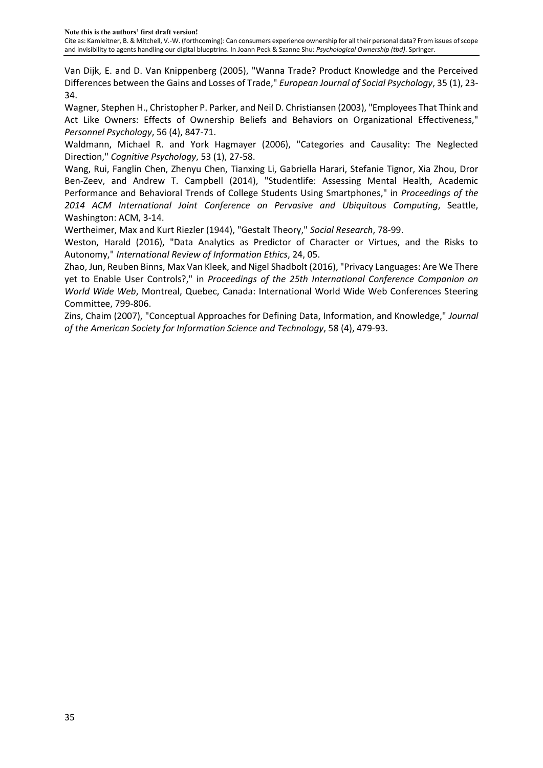Van Dijk, E. and D. Van Knippenberg (2005), "Wanna Trade? Product Knowledge and the Perceived Differences between the Gains and Losses of Trade," *European Journal of Social Psychology*, 35 (1), 23-34.

Wagner, Stephen H., Christopher P. Parker, and Neil D. Christiansen (2003), "Employees That Think and Act Like Owners: Effects of Ownership Beliefs and Behaviors on Organizational Effectiveness," *Personnel Psychology*, 56 (4), 847-71.

Waldmann, Michael R. and York Hagmayer (2006), "Categories and Causality: The Neglected Direction," *Cognitive Psychology*, 53 (1), 27-58.

Wang, Rui, Fanglin Chen, Zhenyu Chen, Tianxing Li, Gabriella Harari, Stefanie Tignor, Xia Zhou, Dror Ben-Zeev, and Andrew T. Campbell (2014), "Studentlife: Assessing Mental Health, Academic Performance and Behavioral Trends of College Students Using Smartphones," in *Proceedings of the 2014 ACM International Joint Conference on Pervasive and Ubiquitous Computing*, Seattle, Washington: ACM, 3-14.

Wertheimer, Max and Kurt Riezler (1944), "Gestalt Theory," *Social Research*, 78-99.

Weston, Harald (2016), "Data Analytics as Predictor of Character or Virtues, and the Risks to Autonomy," *International Review of Information Ethics*, 24, 05.

Zhao, Jun, Reuben Binns, Max Van Kleek, and Nigel Shadbolt (2016), "Privacy Languages: Are We There yet to Enable User Controls?," in *Proceedings of the 25th International Conference Companion on World Wide Web*, Montreal, Quebec, Canada: International World Wide Web Conferences Steering Committee, 799-806.

Zins, Chaim (2007), "Conceptual Approaches for Defining Data, Information, and Knowledge," *Journal of the American Society for Information Science and Technology*, 58 (4), 479-93.